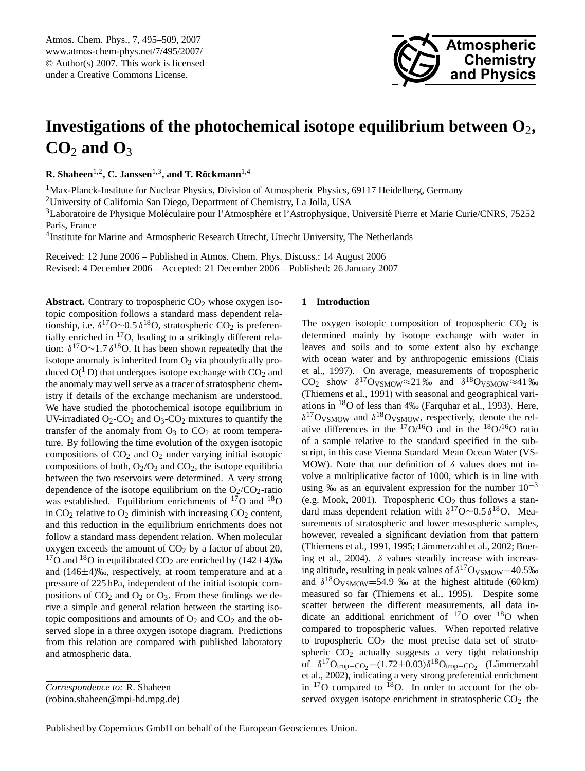# Investigations of the photochemical isotope equilibrium between $O_2$, $CO_2$ and $O_3$

**R. Shaheen[1,2], C. Janssen[1,3], and T. Röckmann[1,4]**

[1]Max-Planck-Institute for Nuclear Physics, Division of Atmospheric Physics, 69117 Heidelberg, Germany

[2]University of California San Diego, Department of Chemistry, La Jolla, USA

[3]Laboratoire de Physique Moléculaire pour l'Atmosphère et l'Astrophysique, Université Pierre et Marie Curie/CNRS, 75252 Paris, France

[4]Institute for Marine and Atmospheric Research Utrecht, Utrecht University, The Netherlands

Received: 12 June 2006 – Published in Atmos. Chem. Phys. Discuss.: 14 August 2006
Revised: 4 December 2006 – Accepted: 21 December 2006 – Published: 26 January 2007

**Abstract.** Contrary to tropospheric $CO_2$ whose oxygen isotopic composition follows a standard mass dependent relationship, i.e. $\delta^{17}O{\sim}0.5\,\delta^{18}O$, stratospheric $CO_2$ is preferentially enriched in $^{17}O$, leading to a strikingly different relation: $\delta^{17}O{\sim}1.7\,\delta^{18}O$. It has been shown repeatedly that the isotope anomaly is inherited from $O_3$ via photolytically produced $O(^1D)$ that undergoes isotope exchange with $CO_2$ and the anomaly may well serve as a tracer of stratospheric chemistry if details of the exchange mechanism are understood. We have studied the photochemical isotope equilibrium in UV-irradiated $O_2$-$CO_2$ and $O_3$-$CO_2$ mixtures to quantify the transfer of the anomaly from $O_3$ to $CO_2$ at room temperature. By following the time evolution of the oxygen isotopic compositions of $CO_2$ and $O_2$ under varying initial isotopic compositions of both, $O_2/O_3$ and $CO_2$, the isotope equilibria between the two reservoirs were determined. A very strong dependence of the isotope equilibrium on the $O_2/CO_2$-ratio was established. Equilibrium enrichments of $^{17}O$ and $^{18}O$ in $CO_2$ relative to $O_2$ diminish with increasing $CO_2$ content, and this reduction in the equilibrium enrichments does not follow a standard mass dependent relation. When molecular oxygen exceeds the amount of $CO_2$ by a factor of about 20, $^{17}O$ and $^{18}O$ in equilibrated $CO_2$ are enriched by (142±4)‰ and (146±4)‰, respectively, at room temperature and at a pressure of 225 hPa, independent of the initial isotopic compositions of $CO_2$ and $O_2$ or $O_3$. From these findings we derive a simple and general relation between the starting isotopic compositions and amounts of $O_2$ and $CO_2$ and the observed slope in a three oxygen isotope diagram. Predictions from this relation are compared with published laboratory and atmospheric data.

## 1 Introduction

The oxygen isotopic composition of tropospheric $CO_2$ is determined mainly by isotope exchange with water in leaves and soils and to some extent also by exchange with ocean water and by anthropogenic emissions (Ciais et al., 1997). On average, measurements of tropospheric $CO_2$ show $\delta^{17}O_{VSMOW}{\approx}21$ ‰ and $\delta^{18}O_{VSMOW}{\approx}41$ ‰ (Thiemens et al., 1991) with seasonal and geographical variations in $^{18}O$ of less than 4‰ (Farquhar et al., 1993). Here, $\delta^{17}O_{VSMOW}$ and $\delta^{18}O_{VSMOW}$, respectively, denote the relative differences in the $^{17}O/^{16}O$ and in the $^{18}O/^{16}O$ ratio of a sample relative to the standard specified in the subscript, in this case Vienna Standard Mean Ocean Water (VSMOW). Note that our definition of $\delta$ values does not involve a multiplicative factor of 1000, which is in line with using ‰ as an equivalent expression for the number $10^{-3}$ (e.g. Mook, 2001). Tropospheric $CO_2$ thus follows a standard mass dependent relation with $\delta^{17}O{\sim}0.5\,\delta^{18}O$. Measurements of stratospheric and lower mesospheric samples, however, revealed a significant deviation from that pattern (Thiemens et al., 1991, 1995; Lämmerzahl et al., 2002; Boering et al., 2004). $\delta$ values steadily increase with increasing altitude, resulting in peak values of $\delta^{17}O_{VSMOW}$=40.5‰ and $\delta^{18}O_{VSMOW}$=54.9 ‰ at the highest altitude (60 km) measured so far (Thiemens et al., 1995). Despite some scatter between the different measurements, all data indicate an additional enrichment of $^{17}O$ over $^{18}O$ when compared to tropospheric values. When reported relative to tropospheric $CO_2$ the most precise data set of stratospheric $CO_2$ actually suggests a very tight relationship of $\delta^{17}O_{trop-CO_2}$=(1.72±0.03)$\delta^{18}O_{trop-CO_2}$ (Lämmerzahl et al., 2002), indicating a very strong preferential enrichment in $^{17}O$ compared to $^{18}O$. In order to account for the observed oxygen isotope enrichment in stratospheric $CO_2$ the

*Correspondence to:* R. Shaheen
(robina.shaheen@mpi-hd.mpg.de)

Published by Copernicus GmbH on behalf of the European Geosciences Union.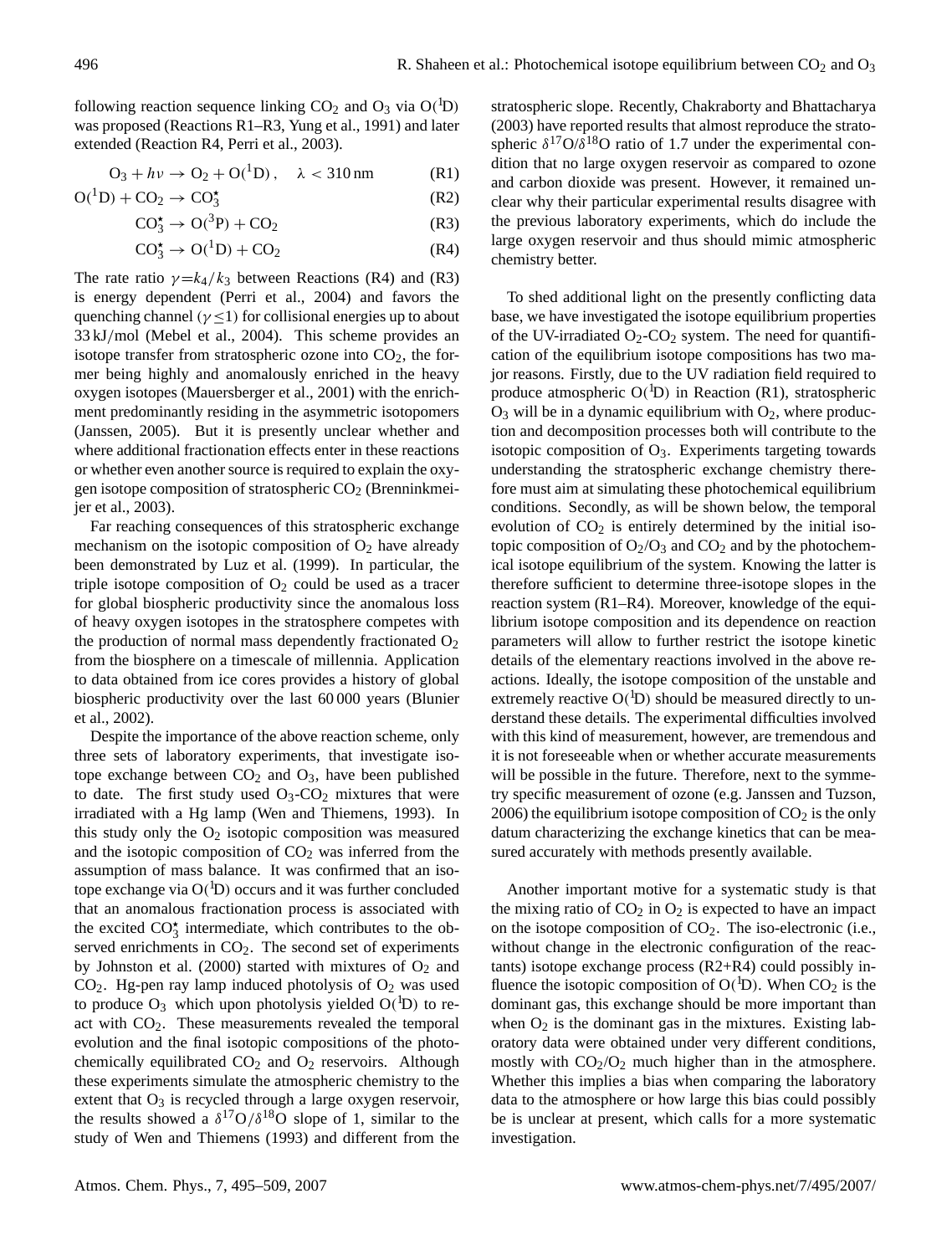following reaction sequence linking $CO_2$ and $O_3$ via $O(^1D)$ was proposed (Reactions R1–R3, Yung et al., 1991) and later extended (Reaction R4, Perri et al., 2003).

$$O_3 + h\nu \rightarrow O_2 + O(^1D), \quad \lambda < 310\,\text{nm} \tag{R1}$$

$$O(^1D) + CO_2 \rightarrow CO_3^{\star} \tag{R2}$$

$$CO_3^{\star} \rightarrow O(^3P) + CO_2 \tag{R3}$$

$$CO_3^{\star} \rightarrow O(^1D) + CO_2 \tag{R4}$$

The rate ratio $\gamma = k_4/k_3$ between Reactions (R4) and (R3) is energy dependent (Perri et al., 2004) and favors the quenching channel ($\gamma \leq 1$) for collisional energies up to about 33 kJ/mol (Mebel et al., 2004). This scheme provides an isotope transfer from stratospheric ozone into $CO_2$, the former being highly and anomalously enriched in the heavy oxygen isotopes (Mauersberger et al., 2001) with the enrichment predominantly residing in the asymmetric isotopomers (Janssen, 2005). But it is presently unclear whether and where additional fractionation effects enter in these reactions or whether even another source is required to explain the oxygen isotope composition of stratospheric $CO_2$ (Brenninkmeijer et al., 2003).

Far reaching consequences of this stratospheric exchange mechanism on the isotopic composition of $O_2$ have already been demonstrated by Luz et al. (1999). In particular, the triple isotope composition of $O_2$ could be used as a tracer for global biospheric productivity since the anomalous loss of heavy oxygen isotopes in the stratosphere competes with the production of normal mass dependently fractionated $O_2$ from the biosphere on a timescale of millennia. Application to data obtained from ice cores provides a history of global biospheric productivity over the last 60 000 years (Blunier et al., 2002).

Despite the importance of the above reaction scheme, only three sets of laboratory experiments, that investigate isotope exchange between $CO_2$ and $O_3$, have been published to date. The first study used $O_3$-$CO_2$ mixtures that were irradiated with a Hg lamp (Wen and Thiemens, 1993). In this study only the $O_2$ isotopic composition was measured and the isotopic composition of $CO_2$ was inferred from the assumption of mass balance. It was confirmed that an isotope exchange via $O(^1D)$ occurs and it was further concluded that an anomalous fractionation process is associated with the excited $CO_3^{\star}$ intermediate, which contributes to the observed enrichments in $CO_2$. The second set of experiments by Johnston et al. (2000) started with mixtures of $O_2$ and $CO_2$. Hg-pen ray lamp induced photolysis of $O_2$ was used to produce $O_3$ which upon photolysis yielded $O(^1D)$ to react with $CO_2$. These measurements revealed the temporal evolution and the final isotopic compositions of the photochemically equilibrated $CO_2$ and $O_2$ reservoirs. Although these experiments simulate the atmospheric chemistry to the extent that $O_3$ is recycled through a large oxygen reservoir, the results showed a $\delta^{17}O/\delta^{18}O$ slope of 1, similar to the study of Wen and Thiemens (1993) and different from the stratospheric slope. Recently, Chakraborty and Bhattacharya (2003) have reported results that almost reproduce the stratospheric $\delta^{17}O/\delta^{18}O$ ratio of 1.7 under the experimental condition that no large oxygen reservoir as compared to ozone and carbon dioxide was present. However, it remained unclear why their particular experimental results disagree with the previous laboratory experiments, which do include the large oxygen reservoir and thus should mimic atmospheric chemistry better.

To shed additional light on the presently conflicting data base, we have investigated the isotope equilibrium properties of the UV-irradiated $O_2$-$CO_2$ system. The need for quantification of the equilibrium isotope compositions has two major reasons. Firstly, due to the UV radiation field required to produce atmospheric $O(^1D)$ in Reaction (R1), stratospheric $O_3$ will be in a dynamic equilibrium with $O_2$, where production and decomposition processes both will contribute to the isotopic composition of $O_3$. Experiments targeting towards understanding the stratospheric exchange chemistry therefore must aim at simulating these photochemical equilibrium conditions. Secondly, as will be shown below, the temporal evolution of $CO_2$ is entirely determined by the initial isotopic composition of $O_2/O_3$ and $CO_2$ and by the photochemical isotope equilibrium of the system. Knowing the latter is therefore sufficient to determine three-isotope slopes in the reaction system (R1–R4). Moreover, knowledge of the equilibrium isotope composition and its dependence on reaction parameters will allow to further restrict the isotope kinetic details of the elementary reactions involved in the above reactions. Ideally, the isotope composition of the unstable and extremely reactive $O(^1D)$ should be measured directly to understand these details. The experimental difficulties involved with this kind of measurement, however, are tremendous and it is not foreseeable when or whether accurate measurements will be possible in the future. Therefore, next to the symmetry specific measurement of ozone (e.g. Janssen and Tuzson, 2006) the equilibrium isotope composition of $CO_2$ is the only datum characterizing the exchange kinetics that can be measured accurately with methods presently available.

Another important motive for a systematic study is that the mixing ratio of $CO_2$ in $O_2$ is expected to have an impact on the isotope composition of $CO_2$. The iso-electronic (i.e., without change in the electronic configuration of the reactants) isotope exchange process (R2+R4) could possibly influence the isotopic composition of $O(^1D)$. When $CO_2$ is the dominant gas, this exchange should be more important than when $O_2$ is the dominant gas in the mixtures. Existing laboratory data were obtained under very different conditions, mostly with $CO_2/O_2$ much higher than in the atmosphere. Whether this implies a bias when comparing the laboratory data to the atmosphere or how large this bias could possibly be is unclear at present, which calls for a more systematic investigation.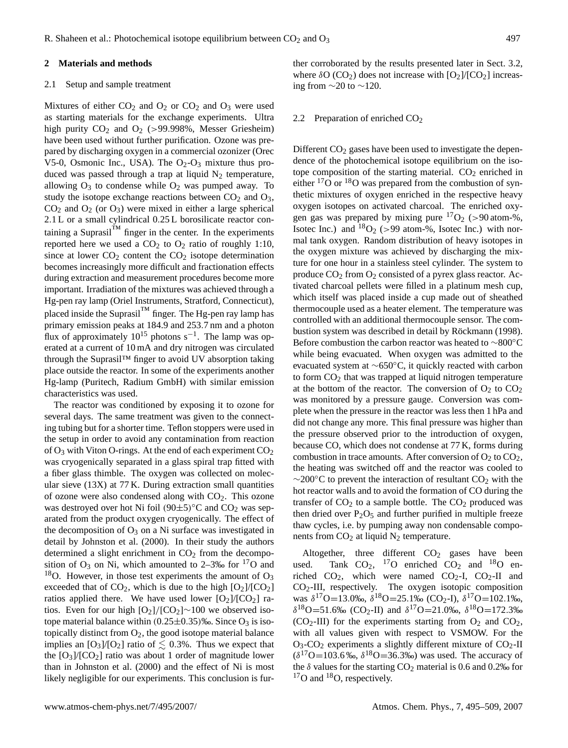## 2 Materials and methods

### 2.1 Setup and sample treatment

Mixtures of either $CO_2$ and $O_2$ or $CO_2$ and $O_3$ were used as starting materials for the exchange experiments. Ultra high purity $CO_2$ and $O_2$ (>99.998%, Messer Griesheim) have been used without further purification. Ozone was prepared by discharging oxygen in a commercial ozonizer (Orec V5-0, Osmonic Inc., USA). The $O_2$-$O_3$ mixture thus produced was passed through a trap at liquid $N_2$ temperature, allowing $O_3$ to condense while $O_2$ was pumped away. To study the isotope exchange reactions between $CO_2$ and $O_3$, $CO_2$ and $O_2$ (or $O_3$) were mixed in either a large spherical 2.1 L or a small cylindrical 0.25 L borosilicate reactor containing a Suprasil™ finger in the center. In the experiments reported here we used a $CO_2$ to $O_2$ ratio of roughly 1:10, since at lower $CO_2$ content the $CO_2$ isotope determination becomes increasingly more difficult and fractionation effects during extraction and measurement procedures become more important. Irradiation of the mixtures was achieved through a Hg-pen ray lamp (Oriel Instruments, Stratford, Connecticut), placed inside the Suprasil™ finger. The Hg-pen ray lamp has primary emission peaks at 184.9 and 253.7 nm and a photon flux of approximately $10^{15}$ photons $s^{-1}$. The lamp was operated at a current of 10 mA and dry nitrogen was circulated through the Suprasil™ finger to avoid UV absorption taking place outside the reactor. In some of the experiments another Hg-lamp (Puritech, Radium GmbH) with similar emission characteristics was used.

The reactor was conditioned by exposing it to ozone for several days. The same treatment was given to the connecting tubing but for a shorter time. Teflon stoppers were used in the setup in order to avoid any contamination from reaction of $O_3$ with Viton O-rings. At the end of each experiment $CO_2$ was cryogenically separated in a glass spiral trap fitted with a fiber glass thimble. The oxygen was collected on molecular sieve (13X) at 77 K. During extraction small quantities of ozone were also condensed along with $CO_2$. This ozone was destroyed over hot Ni foil $(90\pm5)$°C and $CO_2$ was separated from the product oxygen cryogenically. The effect of the decomposition of $O_3$ on a Ni surface was investigated in detail by Johnston et al. (2000). In their study the authors determined a slight enrichment in $CO_2$ from the decomposition of $O_3$ on Ni, which amounted to 2–3‰ for $^{17}O$ and $^{18}O$. However, in those test experiments the amount of $O_3$ exceeded that of $CO_2$, which is due to the high $[O_2]/[CO_2]$ ratios applied there. We have used lower $[O_2]/[CO_2]$ ratios. Even for our high $[O_2]/[CO_2]\sim100$ we observed isotope material balance within $(0.25\pm0.35)$‰. Since $O_3$ is isotopically distinct from $O_2$, the good isotope material balance implies an $[O_3]/[O_2]$ ratio of $\lesssim 0.3\%$. Thus we expect that the $[O_3]/[CO_2]$ ratio was about 1 order of magnitude lower than in Johnston et al. (2000) and the effect of Ni is most likely negligible for our experiments. This conclusion is further corroborated by the results presented later in Sect. 3.2, where $\delta O$ ($CO_2$) does not increase with $[O_2]/[CO_2]$ increasing from $\sim$20 to $\sim$120.

### 2.2 Preparation of enriched $CO_2$

Different $CO_2$ gases have been used to investigate the dependence of the photochemical isotope equilibrium on the isotope composition of the starting material. $CO_2$ enriched in either $^{17}O$ or $^{18}O$ was prepared from the combustion of synthetic mixtures of oxygen enriched in the respective heavy oxygen isotopes on activated charcoal. The enriched oxygen gas was prepared by mixing pure $^{17}O_2$ (>90 atom-%, Isotec Inc.) and $^{18}O_2$ (>99 atom-%, Isotec Inc.) with normal tank oxygen. Random distribution of heavy isotopes in the oxygen mixture was achieved by discharging the mixture for one hour in a stainless steel cylinder. The system to produce $CO_2$ from $O_2$ consisted of a pyrex glass reactor. Activated charcoal pellets were filled in a platinum mesh cup, which itself was placed inside a cup made out of sheathed thermocouple used as a heater element. The temperature was controlled with an additional thermocouple sensor. The combustion system was described in detail by Röckmann (1998). Before combustion the carbon reactor was heated to $\sim$800°C while being evacuated. When oxygen was admitted to the evacuated system at $\sim$650°C, it quickly reacted with carbon to form $CO_2$ that was trapped at liquid nitrogen temperature at the bottom of the reactor. The conversion of $O_2$ to $CO_2$ was monitored by a pressure gauge. Conversion was complete when the pressure in the reactor was less then 1 hPa and did not change any more. This final pressure was higher than the pressure observed prior to the introduction of oxygen, because CO, which does not condense at 77 K, forms during combustion in trace amounts. After conversion of $O_2$ to $CO_2$, the heating was switched off and the reactor was cooled to $\sim$200°C to prevent the interaction of resultant $CO_2$ with the hot reactor walls and to avoid the formation of CO during the transfer of $CO_2$ to a sample bottle. The $CO_2$ produced was then dried over $P_2O_5$ and further purified in multiple freeze thaw cycles, i.e. by pumping away non condensable components from $CO_2$ at liquid $N_2$ temperature.

Altogether, three different $CO_2$ gases have been used. Tank $CO_2$, $^{17}O$ enriched $CO_2$ and $^{18}O$ enriched $CO_2$, which were named $CO_2$-I, $CO_2$-II and $CO_2$-III, respectively. The oxygen isotopic composition was $\delta^{17}O$=13.0‰, $\delta^{18}O$=25.1‰ ($CO_2$-I), $\delta^{17}O$=102.1‰, $\delta^{18}O$=51.6‰ ($CO_2$-II) and $\delta^{17}O$=21.0‰, $\delta^{18}O$=172.3‰ ($CO_2$-III) for the experiments starting from $O_2$ and $CO_2$, with all values given with respect to VSMOW. For the $O_3$-$CO_2$ experiments a slightly different mixture of $CO_2$-II ($\delta^{17}O$=103.6 ‰, $\delta^{18}O$=36.3‰) was used. The accuracy of the $\delta$ values for the starting $CO_2$ material is 0.6 and 0.2‰ for $^{17}O$ and $^{18}O$, respectively.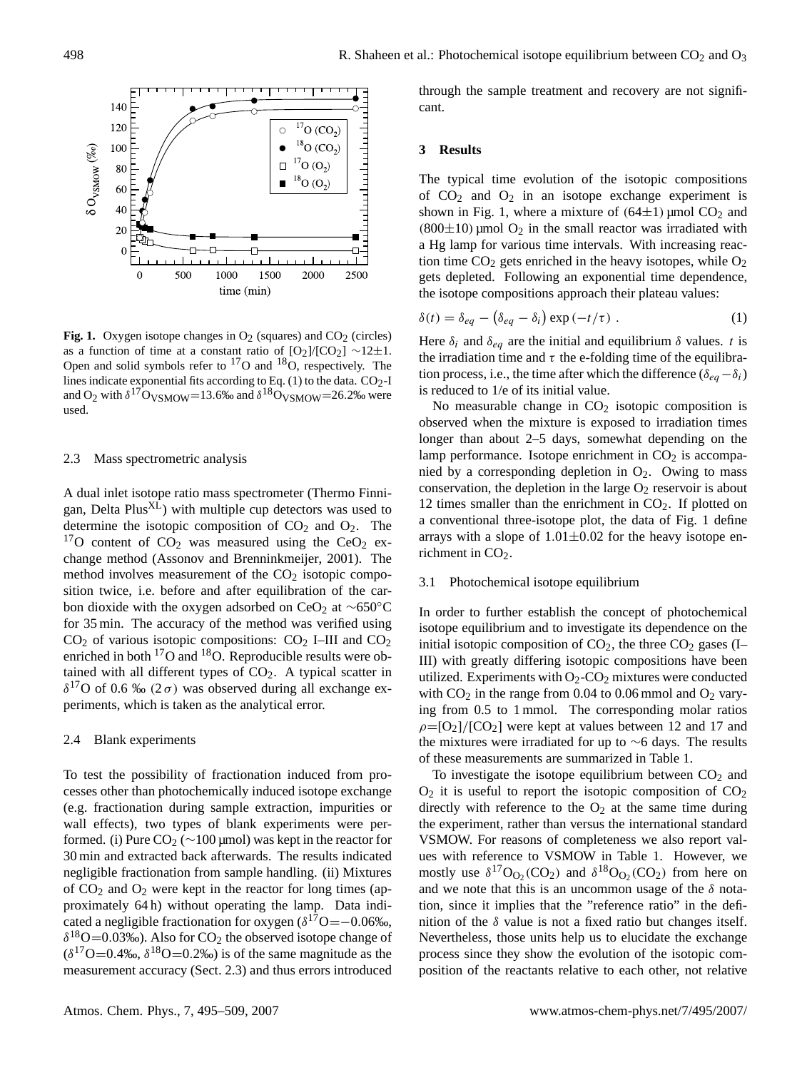**Fig. 1.** Oxygen isotope changes in $O_2$ (squares) and $CO_2$ (circles) as a function of time at a constant ratio of $[O_2]/[CO_2] \sim 12\pm1$. Open and solid symbols refer to $^{17}O$ and $^{18}O$, respectively. The lines indicate exponential fits according to Eq. (1) to the data. $CO_2$-I and $O_2$ with $\delta^{17}O_{VSMOW}$=13.6‰ and $\delta^{18}O_{VSMOW}$=26.2‰ were used.

### 2.3 Mass spectrometric analysis

A dual inlet isotope ratio mass spectrometer (Thermo Finnigan, Delta Plus$^{XL}$) with multiple cup detectors was used to determine the isotopic composition of $CO_2$ and $O_2$. The $^{17}O$ content of $CO_2$ was measured using the $CeO_2$ exchange method (Assonov and Brenninkmeijer, 2001). The method involves measurement of the $CO_2$ isotopic composition twice, i.e. before and after equilibration of the carbon dioxide with the oxygen adsorbed on $CeO_2$ at ∼650°C for 35 min. The accuracy of the method was verified using $CO_2$ of various isotopic compositions: $CO_2$ I–III and $CO_2$ enriched in both $^{17}O$ and $^{18}O$. Reproducible results were obtained with all different types of $CO_2$. A typical scatter in $\delta^{17}O$ of 0.6 ‰ $(2\sigma)$ was observed during all exchange experiments, which is taken as the analytical error.

### 2.4 Blank experiments

To test the possibility of fractionation induced from processes other than photochemically induced isotope exchange (e.g. fractionation during sample extraction, impurities or wall effects), two types of blank experiments were performed. (i) Pure $CO_2$ (∼100 µmol) was kept in the reactor for 30 min and extracted back afterwards. The results indicated negligible fractionation from sample handling. (ii) Mixtures of $CO_2$ and $O_2$ were kept in the reactor for long times (approximately 64 h) without operating the lamp. Data indicated a negligible fractionation for oxygen ($\delta^{17}O$=−0.06‰, $\delta^{18}O$=0.03‰). Also for $CO_2$ the observed isotope change of ($\delta^{17}O$=0.4‰, $\delta^{18}O$=0.2‰) is of the same magnitude as the measurement accuracy (Sect. 2.3) and thus errors introduced through the sample treatment and recovery are not significant.

## 3 Results

The typical time evolution of the isotopic compositions of $CO_2$ and $O_2$ in an isotope exchange experiment is shown in Fig. 1, where a mixture of (64±1) µmol $CO_2$ and (800±10) µmol $O_2$ in the small reactor was irradiated with a Hg lamp for various time intervals. With increasing reaction time $CO_2$ gets enriched in the heavy isotopes, while $O_2$ gets depleted. Following an exponential time dependence, the isotope compositions approach their plateau values:

$$\delta(t) = \delta_{eq} - \left(\delta_{eq} - \delta_i\right) \exp\left(-t/\tau\right) . \qquad (1)$$

Here $\delta_i$ and $\delta_{eq}$ are the initial and equilibrium $\delta$ values. $t$ is the irradiation time and $\tau$ the e-folding time of the equilibration process, i.e., the time after which the difference $(\delta_{eq}-\delta_i)$ is reduced to 1/e of its initial value.

No measurable change in $CO_2$ isotopic composition is observed when the mixture is exposed to irradiation times longer than about 2–5 days, somewhat depending on the lamp performance. Isotope enrichment in $CO_2$ is accompanied by a corresponding depletion in $O_2$. Owing to mass conservation, the depletion in the large $O_2$ reservoir is about 12 times smaller than the enrichment in $CO_2$. If plotted on a conventional three-isotope plot, the data of Fig. 1 define arrays with a slope of 1.01±0.02 for the heavy isotope enrichment in $CO_2$.

### 3.1 Photochemical isotope equilibrium

In order to further establish the concept of photochemical isotope equilibrium and to investigate its dependence on the initial isotopic composition of $CO_2$, the three $CO_2$ gases (I–III) with greatly differing isotopic compositions have been utilized. Experiments with $O_2$-$CO_2$ mixtures were conducted with $CO_2$ in the range from 0.04 to 0.06 mmol and $O_2$ varying from 0.5 to 1 mmol. The corresponding molar ratios $\rho=[O_2]/[CO_2]$ were kept at values between 12 and 17 and the mixtures were irradiated for up to ∼6 days. The results of these measurements are summarized in Table 1.

To investigate the isotope equilibrium between $CO_2$ and $O_2$ it is useful to report the isotopic composition of $CO_2$ directly with reference to the $O_2$ at the same time during the experiment, rather than versus the international standard VSMOW. For reasons of completeness we also report values with reference to VSMOW in Table 1. However, we mostly use $\delta^{17}O_{O_2}(CO_2)$ and $\delta^{18}O_{O_2}(CO_2)$ from here on and we note that this is an uncommon usage of the $\delta$ notation, since it implies that the "reference ratio" in the definition of the $\delta$ value is not a fixed ratio but changes itself. Nevertheless, those units help us to elucidate the exchange process since they show the evolution of the isotopic composition of the reactants relative to each other, not relative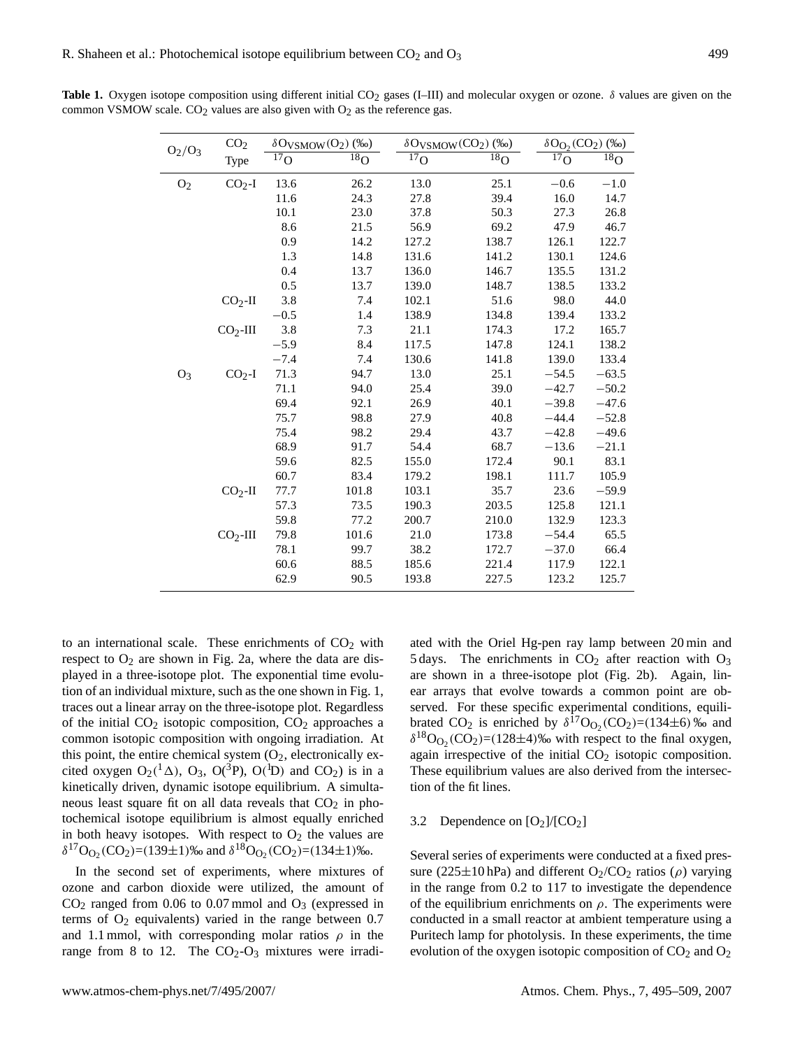**Table 1.** Oxygen isotope composition using different initial $CO_2$ gases (I–III) and molecular oxygen or ozone. $\delta$ values are given on the common VSMOW scale. $CO_2$ values are also given with $O_2$ as the reference gas.

| $O_2/O_3$ | $CO_2$ Type | $\delta O_{VSMOW}(O_2)$ (‰) | | $\delta O_{VSMOW}(CO_2)$ (‰) | | $\delta O_{O_2}(CO_2)$ (‰) | |
|---|---|---|---|---|---|---|---|
| | | $^{17}O$ | $^{18}O$ | $^{17}O$ | $^{18}O$ | $^{17}O$ | $^{18}O$ |
| $O_2$ | $CO_2$-I | 13.6 | 26.2 | 13.0 | 25.1 | −0.6 | −1.0 |
| | | 11.6 | 24.3 | 27.8 | 39.4 | 16.0 | 14.7 |
| | | 10.1 | 23.0 | 37.8 | 50.3 | 27.3 | 26.8 |
| | | 8.6 | 21.5 | 56.9 | 69.2 | 47.9 | 46.7 |
| | | 0.9 | 14.2 | 127.2 | 138.7 | 126.1 | 122.7 |
| | | 1.3 | 14.8 | 131.6 | 141.2 | 130.1 | 124.6 |
| | | 0.4 | 13.7 | 136.0 | 146.7 | 135.5 | 131.2 |
| | | 0.5 | 13.7 | 139.0 | 148.7 | 138.5 | 133.2 |
| | $CO_2$-II | 3.8 | 7.4 | 102.1 | 51.6 | 98.0 | 44.0 |
| | | −0.5 | 1.4 | 138.9 | 134.8 | 139.4 | 133.2 |
| | $CO_2$-III | 3.8 | 7.3 | 21.1 | 174.3 | 17.2 | 165.7 |
| | | −5.9 | 8.4 | 117.5 | 147.8 | 124.1 | 138.2 |
| | | −7.4 | 7.4 | 130.6 | 141.8 | 139.0 | 133.4 |
| $O_3$ | $CO_2$-I | 71.3 | 94.7 | 13.0 | 25.1 | −54.5 | −63.5 |
| | | 71.1 | 94.0 | 25.4 | 39.0 | −42.7 | −50.2 |
| | | 69.4 | 92.1 | 26.9 | 40.1 | −39.8 | −47.6 |
| | | 75.7 | 98.8 | 27.9 | 40.8 | −44.4 | −52.8 |
| | | 75.4 | 98.2 | 29.4 | 43.7 | −42.8 | −49.6 |
| | | 68.9 | 91.7 | 54.4 | 68.7 | −13.6 | −21.1 |
| | | 59.6 | 82.5 | 155.0 | 172.4 | 90.1 | 83.1 |
| | | 60.7 | 83.4 | 179.2 | 198.1 | 111.7 | 105.9 |
| | $CO_2$-II | 77.7 | 101.8 | 103.1 | 35.7 | 23.6 | −59.9 |
| | | 57.3 | 73.5 | 190.3 | 203.5 | 125.8 | 121.1 |
| | | 59.8 | 77.2 | 200.7 | 210.0 | 132.9 | 123.3 |
| | $CO_2$-III | 79.8 | 101.6 | 21.0 | 173.8 | −54.4 | 65.5 |
| | | 78.1 | 99.7 | 38.2 | 172.7 | −37.0 | 66.4 |
| | | 60.6 | 88.5 | 185.6 | 221.4 | 117.9 | 122.1 |
| | | 62.9 | 90.5 | 193.8 | 227.5 | 123.2 | 125.7 |

to an international scale. These enrichments of $CO_2$ with respect to $O_2$ are shown in Fig. 2a, where the data are displayed in a three-isotope plot. The exponential time evolution of an individual mixture, such as the one shown in Fig. 1, traces out a linear array on the three-isotope plot. Regardless of the initial $CO_2$ isotopic composition, $CO_2$ approaches a common isotopic composition with ongoing irradiation. At this point, the entire chemical system ($O_2$, electronically excited oxygen $O_2(^1\Delta)$, $O_3$, $O(^3P)$, $O(^1D)$ and $CO_2$) is in a kinetically driven, dynamic isotope equilibrium. A simultaneous least square fit on all data reveals that $CO_2$ in photochemical isotope equilibrium is almost equally enriched in both heavy isotopes. With respect to $O_2$ the values are $\delta^{17}O_{O_2}(CO_2)$=(139±1)‰ and $\delta^{18}O_{O_2}(CO_2)$=(134±1)‰.

In the second set of experiments, where mixtures of ozone and carbon dioxide were utilized, the amount of $CO_2$ ranged from 0.06 to 0.07 mmol and $O_3$ (expressed in terms of $O_2$ equivalents) varied in the range between 0.7 and 1.1 mmol, with corresponding molar ratios $\rho$ in the range from 8 to 12. The $CO_2$-$O_3$ mixtures were irradiated with the Oriel Hg-pen ray lamp between 20 min and 5 days. The enrichments in $CO_2$ after reaction with $O_3$ are shown in a three-isotope plot (Fig. 2b). Again, linear arrays that evolve towards a common point are observed. For these specific experimental conditions, equilibrated $CO_2$ is enriched by $\delta^{17}O_{O_2}(CO_2)$=(134±6) ‰ and $\delta^{18}O_{O_2}(CO_2)$=(128±4)‰ with respect to the final oxygen, again irrespective of the initial $CO_2$ isotopic composition. These equilibrium values are also derived from the intersection of the fit lines.

### 3.2 Dependence on $[O_2]/[CO_2]$

Several series of experiments were conducted at a fixed pressure (225±10 hPa) and different $O_2/CO_2$ ratios ($\rho$) varying in the range from 0.2 to 117 to investigate the dependence of the equilibrium enrichments on $\rho$. The experiments were conducted in a small reactor at ambient temperature using a Puritech lamp for photolysis. In these experiments, the time evolution of the oxygen isotopic composition of $CO_2$ and $O_2$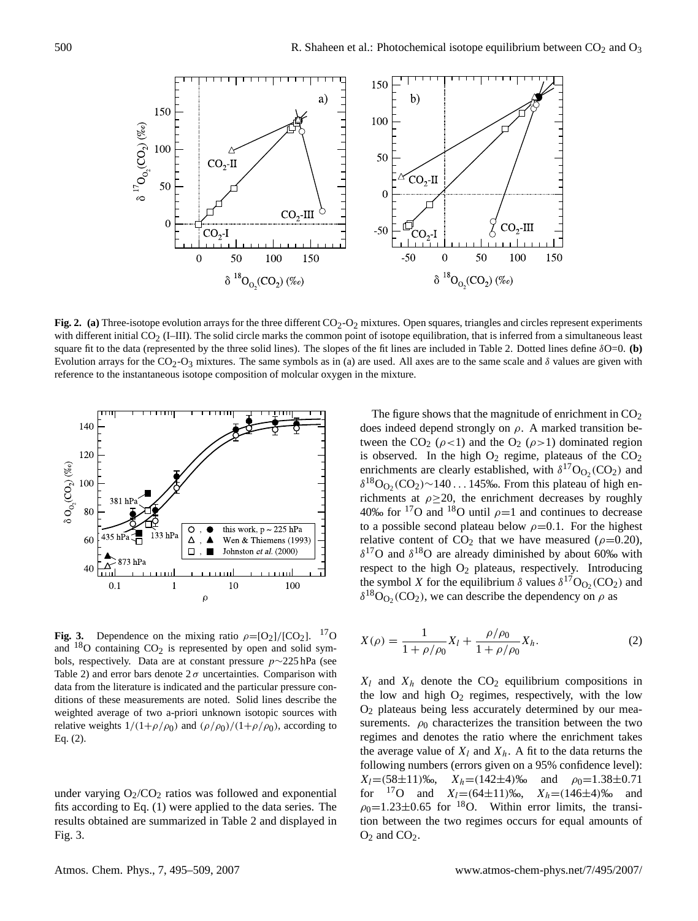**Fig. 2. (a)** Three-isotope evolution arrays for the three different $CO_2$-$O_2$ mixtures. Open squares, triangles and circles represent experiments with different initial $CO_2$ (I–III). The solid circle marks the common point of isotope equilibration, that is inferred from a simultaneous least square fit to the data (represented by the three solid lines). The slopes of the fit lines are included in Table 2. Dotted lines define $\delta$O=0. **(b)** Evolution arrays for the $CO_2$-$O_3$ mixtures. The same symbols as in (a) are used. All axes are to the same scale and $\delta$ values are given with reference to the instantaneous isotope composition of molcular oxygen in the mixture.

**Fig. 3.** Dependence on the mixing ratio $\rho=[O_2]/[CO_2]$. $^{17}$O and $^{18}$O containing $CO_2$ is represented by open and solid symbols, respectively. Data are at constant pressure $p\sim225$ hPa (see Table 2) and error bars denote $2\sigma$ uncertainties. Comparison with data from the literature is indicated and the particular pressure conditions of these measurements are noted. Solid lines describe the weighted average of two a-priori unknown isotopic sources with relative weights $1/(1+\rho/\rho_0)$ and $(\rho/\rho_0)/(1+\rho/\rho_0)$, according to Eq. (2).

under varying $O_2/CO_2$ ratios was followed and exponential fits according to Eq. (1) were applied to the data series. The results obtained are summarized in Table 2 and displayed in Fig. 3.

The figure shows that the magnitude of enrichment in $CO_2$ does indeed depend strongly on $\rho$. A marked transition between the $CO_2$ ($\rho<1$) and the $O_2$ ($\rho>1$) dominated region is observed. In the high $O_2$ regime, plateaus of the $CO_2$ enrichments are clearly established, with $\delta^{17}O_{O_2}(CO_2)$ and $\delta^{18}O_{O_2}(CO_2)\sim140\ldots145$‰. From this plateau of high enrichments at $\rho\geq20$, the enrichment decreases by roughly 40‰ for $^{17}$O and $^{18}$O until $\rho=1$ and continues to decrease to a possible second plateau below $\rho=0.1$. For the highest relative content of $CO_2$ that we have measured ($\rho=0.20$), $\delta^{17}$O and $\delta^{18}$O are already diminished by about 60‰ with respect to the high $O_2$ plateaus, respectively. Introducing the symbol $X$ for the equilibrium $\delta$ values $\delta^{17}O_{O_2}(CO_2)$ and $\delta^{18}O_{O_2}(CO_2)$, we can describe the dependency on $\rho$ as

$$X(\rho) = \frac{1}{1+\rho/\rho_0}X_l + \frac{\rho/\rho_0}{1+\rho/\rho_0}X_h. \tag{2}$$

$X_l$ and $X_h$ denote the $CO_2$ equilibrium compositions in the low and high $O_2$ regimes, respectively, with the low $O_2$ plateaus being less accurately determined by our measurements. $\rho_0$ characterizes the transition between the two regimes and denotes the ratio where the enrichment takes the average value of $X_l$ and $X_h$. A fit to the data returns the following numbers (errors given on a 95% confidence level): $X_l=(58\pm11)$‰, $X_h=(142\pm4)$‰ and $\rho_0=1.38\pm0.71$ for $^{17}$O and $X_l=(64\pm11)$‰, $X_h=(146\pm4)$‰ and $\rho_0=1.23\pm0.65$ for $^{18}$O. Within error limits, the transition between the two regimes occurs for equal amounts of $O_2$ and $CO_2$.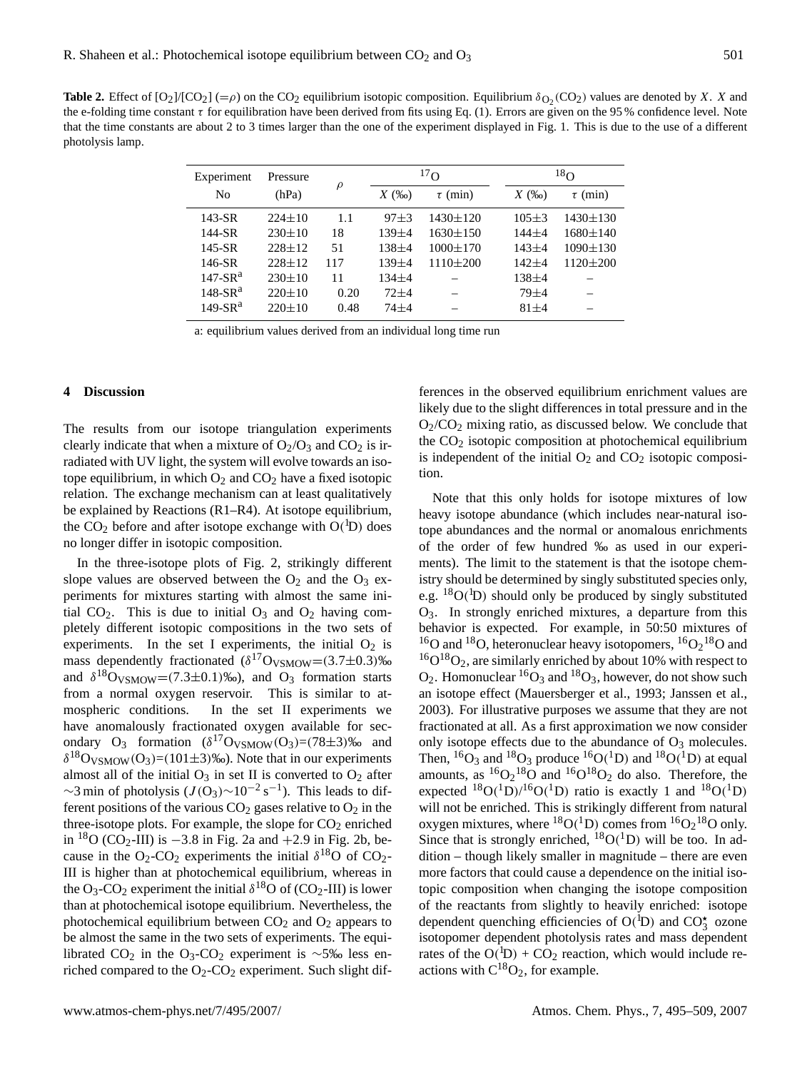**Table 2.** Effect of $[O_2]/[CO_2]$ ($=\rho$) on the $CO_2$ equilibrium isotopic composition. Equilibrium $\delta_{O_2}(CO_2)$ values are denoted by $X$. $X$ and the e-folding time constant $\tau$ for equilibration have been derived from fits using Eq. (1). Errors are given on the 95 % confidence level. Note that the time constants are about 2 to 3 times larger than the one of the experiment displayed in Fig. 1. This is due to the use of a different photolysis lamp.

| Experiment No | Pressure (hPa) | $\rho$ | $^{17}O$ | | $^{18}O$ | |
|---|---|---|---|---|---|---|
| | | | $X$ (‰) | $\tau$ (min) | $X$ (‰) | $\tau$ (min) |
| 143-SR | 224±10 | 1.1 | 97±3 | 1430±120 | 105±3 | 1430±130 |
| 144-SR | 230±10 | 18 | 139±4 | 1630±150 | 144±4 | 1680±140 |
| 145-SR | 228±12 | 51 | 138±4 | 1000±170 | 143±4 | 1090±130 |
| 146-SR | 228±12 | 117 | 139±4 | 1110±200 | 142±4 | 1120±200 |
| 147-SR[a] | 230±10 | 11 | 134±4 | – | 138±4 | – |
| 148-SR[a] | 220±10 | 0.20 | 72±4 | – | 79±4 | – |
| 149-SR[a] | 220±10 | 0.48 | 74±4 | – | 81±4 | – |

a: equilibrium values derived from an individual long time run

## 4 Discussion

The results from our isotope triangulation experiments clearly indicate that when a mixture of $O_2/O_3$ and $CO_2$ is irradiated with UV light, the system will evolve towards an isotope equilibrium, in which $O_2$ and $CO_2$ have a fixed isotopic relation. The exchange mechanism can at least qualitatively be explained by Reactions (R1–R4). At isotope equilibrium, the $CO_2$ before and after isotope exchange with $O(^1D)$ does no longer differ in isotopic composition.

In the three-isotope plots of Fig. 2, strikingly different slope values are observed between the $O_2$ and the $O_3$ experiments for mixtures starting with almost the same initial $CO_2$. This is due to initial $O_3$ and $O_2$ having completely different isotopic compositions in the two sets of experiments. In the set I experiments, the initial $O_2$ is mass dependently fractionated ($\delta^{17}O_{VSMOW}=(3.7\pm0.3)$‰ and $\delta^{18}O_{VSMOW}=(7.3\pm0.1)$‰), and $O_3$ formation starts from a normal oxygen reservoir. This is similar to atmospheric conditions. In the set II experiments we have anomalously fractionated oxygen available for secondary $O_3$ formation ($\delta^{17}O_{VSMOW}(O_3)=(78\pm3)$‰ and $\delta^{18}O_{VSMOW}(O_3)=(101\pm3)$‰). Note that in our experiments almost all of the initial $O_3$ in set II is converted to $O_2$ after $\sim$3 min of photolysis ($J(O_3)\sim10^{-2}\,s^{-1}$). This leads to different positions of the various $CO_2$ gases relative to $O_2$ in the three-isotope plots. For example, the slope for $CO_2$ enriched in $^{18}O$ ($CO_2$-III) is $-3.8$ in Fig. 2a and $+2.9$ in Fig. 2b, because in the $O_2$-$CO_2$ experiments the initial $\delta^{18}O$ of $CO_2$-III is higher than at photochemical equilibrium, whereas in the $O_3$-$CO_2$ experiment the initial $\delta^{18}O$ of ($CO_2$-III) is lower than at photochemical isotope equilibrium. Nevertheless, the photochemical equilibrium between $CO_2$ and $O_2$ appears to be almost the same in the two sets of experiments. The equilibrated $CO_2$ in the $O_3$-$CO_2$ experiment is $\sim$5‰ less enriched compared to the $O_2$-$CO_2$ experiment. Such slight differences in the observed equilibrium enrichment values are likely due to the slight differences in total pressure and in the $O_2/CO_2$ mixing ratio, as discussed below. We conclude that the $CO_2$ isotopic composition at photochemical equilibrium is independent of the initial $O_2$ and $CO_2$ isotopic composition.

Note that this only holds for isotope mixtures of low heavy isotope abundance (which includes near-natural isotope abundances and the normal or anomalous enrichments of the order of few hundred ‰ as used in our experiments). The limit to the statement is that the isotope chemistry should be determined by singly substituted species only, e.g. $^{18}O(^1D)$ should only be produced by singly substituted $O_3$. In strongly enriched mixtures, a departure from this behavior is expected. For example, in 50:50 mixtures of $^{16}O$ and $^{18}O$, heteronuclear heavy isotopomers, $^{16}O_2{}^{18}O$ and $^{16}O^{18}O_2$, are similarly enriched by about 10% with respect to $O_2$. Homonuclear $^{16}O_3$ and $^{18}O_3$, however, do not show such an isotope effect (Mauersberger et al., 1993; Janssen et al., 2003). For illustrative purposes we assume that they are not fractionated at all. As a first approximation we now consider only isotope effects due to the abundance of $O_3$ molecules. Then, $^{16}O_3$ and $^{18}O_3$ produce $^{16}O(^1D)$ and $^{18}O(^1D)$ at equal amounts, as $^{16}O_2{}^{18}O$ and $^{16}O^{18}O_2$ do also. Therefore, the expected $^{18}O(^1D)/^{16}O(^1D)$ ratio is exactly 1 and $^{18}O(^1D)$ will not be enriched. This is strikingly different from natural oxygen mixtures, where $^{18}O(^1D)$ comes from $^{16}O_2{}^{18}O$ only. Since that is strongly enriched, $^{18}O(^1D)$ will be too. In addition – though likely smaller in magnitude – there are even more factors that could cause a dependence on the initial isotopic composition when changing the isotope composition of the reactants from slightly to heavily enriched: isotope dependent quenching efficiencies of $O(^1D)$ and $CO_3^\star$ ozone isotopomer dependent photolysis rates and mass dependent rates of the $O(^1D)$ + $CO_2$ reaction, which would include reactions with $C^{18}O_2$, for example.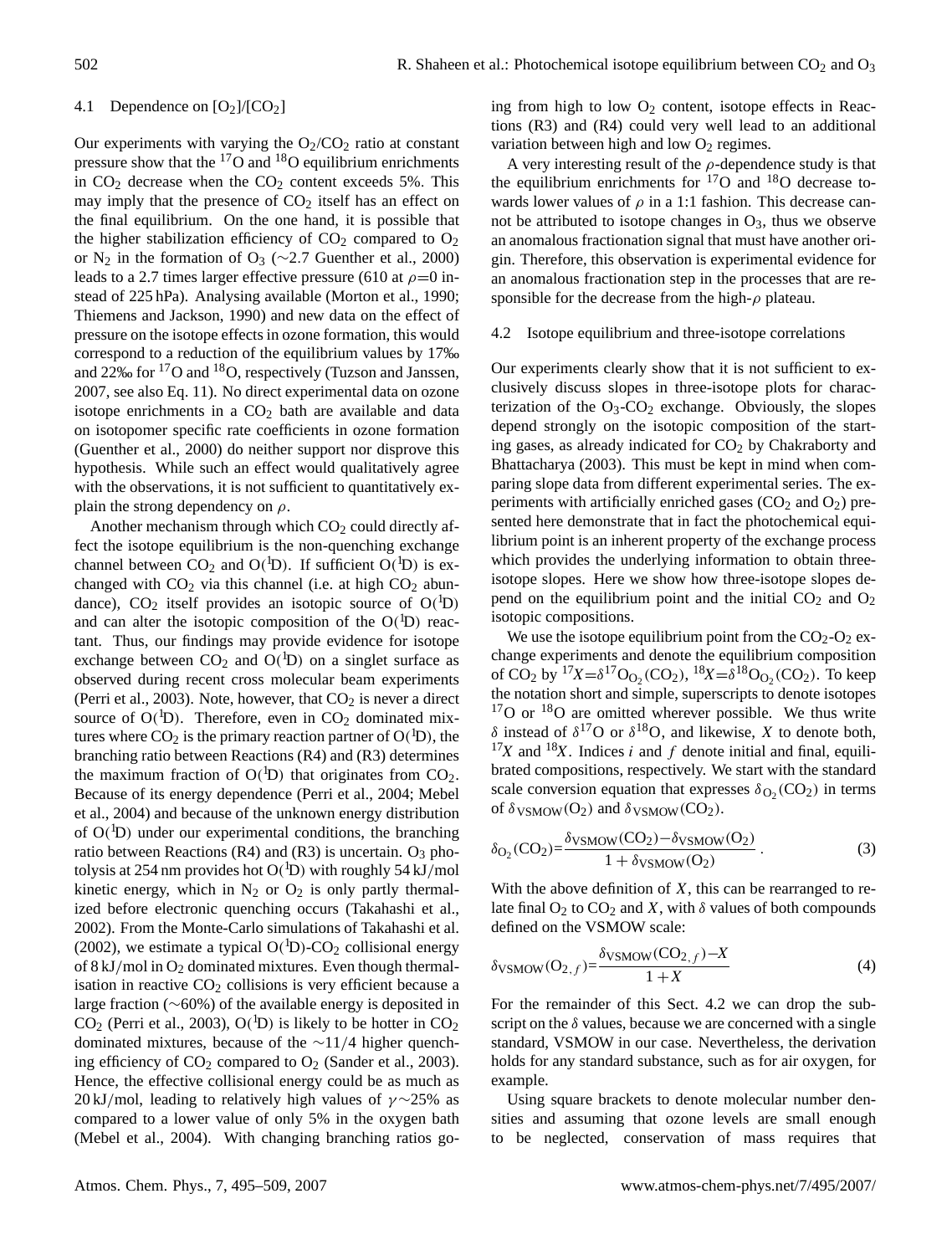### 4.1 Dependence on $[O_2]/[CO_2]$

Our experiments with varying the $O_2/CO_2$ ratio at constant pressure show that the $^{17}O$ and $^{18}O$ equilibrium enrichments in $CO_2$ decrease when the $CO_2$ content exceeds 5%. This may imply that the presence of $CO_2$ itself has an effect on the final equilibrium. On the one hand, it is possible that the higher stabilization efficiency of $CO_2$ compared to $O_2$ or $N_2$ in the formation of $O_3$ (∼2.7 Guenther et al., 2000) leads to a 2.7 times larger effective pressure (610 at $\rho$=0 instead of 225 hPa). Analysing available (Morton et al., 1990; Thiemens and Jackson, 1990) and new data on the effect of pressure on the isotope effects in ozone formation, this would correspond to a reduction of the equilibrium values by 17‰ and 22‰ for $^{17}O$ and $^{18}O$, respectively (Tuzson and Janssen, 2007, see also Eq. 11). No direct experimental data on ozone isotope enrichments in a $CO_2$ bath are available and data on isotopomer specific rate coefficients in ozone formation (Guenther et al., 2000) do neither support nor disprove this hypothesis. While such an effect would qualitatively agree with the observations, it is not sufficient to quantitatively explain the strong dependency on $\rho$.

Another mechanism through which $CO_2$ could directly affect the isotope equilibrium is the non-quenching exchange channel between $CO_2$ and $O(^1D)$. If sufficient $O(^1D)$ is exchanged with $CO_2$ via this channel (i.e. at high $CO_2$ abundance), $CO_2$ itself provides an isotopic source of $O(^1D)$ and can alter the isotopic composition of the $O(^1D)$ reactant. Thus, our findings may provide evidence for isotope exchange between $CO_2$ and $O(^1D)$ on a singlet surface as observed during recent cross molecular beam experiments (Perri et al., 2003). Note, however, that $CO_2$ is never a direct source of $O(^1D)$. Therefore, even in $CO_2$ dominated mixtures where $CO_2$ is the primary reaction partner of $O(^1D)$, the branching ratio between Reactions (R4) and (R3) determines the maximum fraction of $O(^1D)$ that originates from $CO_2$. Because of its energy dependence (Perri et al., 2004; Mebel et al., 2004) and because of the unknown energy distribution of $O(^1D)$ under our experimental conditions, the branching ratio between Reactions (R4) and (R3) is uncertain. $O_3$ photolysis at 254 nm provides hot $O(^1D)$ with roughly 54 kJ/mol kinetic energy, which in $N_2$ or $O_2$ is only partly thermalized before electronic quenching occurs (Takahashi et al., 2002). From the Monte-Carlo simulations of Takahashi et al. (2002), we estimate a typical $O(^1D)$-$CO_2$ collisional energy of 8 kJ/mol in $O_2$ dominated mixtures. Even though thermalisation in reactive $CO_2$ collisions is very efficient because a large fraction (∼60%) of the available energy is deposited in $CO_2$ (Perri et al., 2003), $O(^1D)$ is likely to be hotter in $CO_2$ dominated mixtures, because of the ∼11/4 higher quenching efficiency of $CO_2$ compared to $O_2$ (Sander et al., 2003). Hence, the effective collisional energy could be as much as 20 kJ/mol, leading to relatively high values of $\gamma$∼25% as compared to a lower value of only 5% in the oxygen bath (Mebel et al., 2004). With changing branching ratios going from high to low $O_2$ content, isotope effects in Reactions (R3) and (R4) could very well lead to an additional variation between high and low $O_2$ regimes.

A very interesting result of the $\rho$-dependence study is that the equilibrium enrichments for $^{17}O$ and $^{18}O$ decrease towards lower values of $\rho$ in a 1:1 fashion. This decrease cannot be attributed to isotope changes in $O_3$, thus we observe an anomalous fractionation signal that must have another origin. Therefore, this observation is experimental evidence for an anomalous fractionation step in the processes that are responsible for the decrease from the high-$\rho$ plateau.

### 4.2 Isotope equilibrium and three-isotope correlations

Our experiments clearly show that it is not sufficient to exclusively discuss slopes in three-isotope plots for characterization of the $O_3$-$CO_2$ exchange. Obviously, the slopes depend strongly on the isotopic composition of the starting gases, as already indicated for $CO_2$ by Chakraborty and Bhattacharya (2003). This must be kept in mind when comparing slope data from different experimental series. The experiments with artificially enriched gases ($CO_2$ and $O_2$) presented here demonstrate that in fact the photochemical equilibrium point is an inherent property of the exchange process which provides the underlying information to obtain three-isotope slopes. Here we show how three-isotope slopes depend on the equilibrium point and the initial $CO_2$ and $O_2$ isotopic compositions.

We use the isotope equilibrium point from the $CO_2$-$O_2$ exchange experiments and denote the equilibrium composition of $CO_2$ by $^{17}X=\delta^{17}O_{O_2}(CO_2)$, $^{18}X=\delta^{18}O_{O_2}(CO_2)$. To keep the notation short and simple, superscripts to denote isotopes $^{17}O$ or $^{18}O$ are omitted wherever possible. We thus write $\delta$ instead of $\delta^{17}O$ or $\delta^{18}O$, and likewise, $X$ to denote both, $^{17}X$ and $^{18}X$. Indices $i$ and $f$ denote initial and final, equilibrated compositions, respectively. We start with the standard scale conversion equation that expresses $\delta_{O_2}(CO_2)$ in terms of $\delta_{VSMOW}(O_2)$ and $\delta_{VSMOW}(CO_2)$.

$$\delta_{O_2}(CO_2)=\frac{\delta_{VSMOW}(CO_2)-\delta_{VSMOW}(O_2)}{1+\delta_{VSMOW}(O_2)}\,. \tag{3}$$

With the above definition of $X$, this can be rearranged to relate final $O_2$ to $CO_2$ and $X$, with $\delta$ values of both compounds defined on the VSMOW scale:

$$\delta_{VSMOW}(O_{2,f})=\frac{\delta_{VSMOW}(CO_{2,f})-X}{1+X} \tag{4}$$

For the remainder of this Sect. 4.2 we can drop the subscript on the $\delta$ values, because we are concerned with a single standard, VSMOW in our case. Nevertheless, the derivation holds for any standard substance, such as for air oxygen, for example.

Using square brackets to denote molecular number densities and assuming that ozone levels are small enough to be neglected, conservation of mass requires that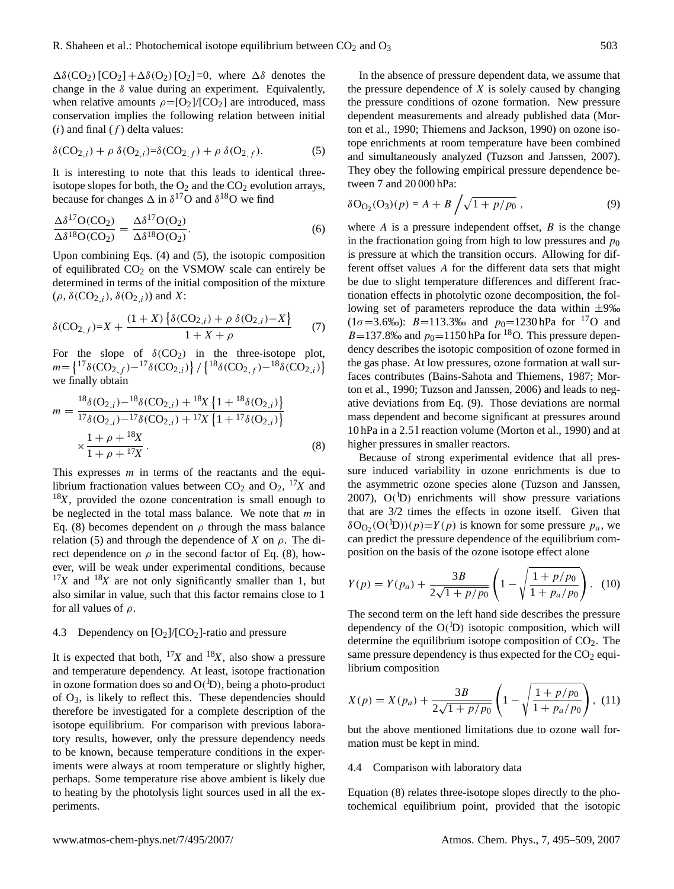$\Delta\delta(CO_2)\,[CO_2]+\Delta\delta(O_2)\,[O_2]=0$, where $\Delta\delta$ denotes the change in the $\delta$ value during an experiment. Equivalently, when relative amounts $\rho=[O_2]/[CO_2]$ are introduced, mass conservation implies the following relation between initial ($i$) and final ($f$) delta values:

$$\delta(CO_{2,i}) + \rho\,\delta(O_{2,i}) = \delta(CO_{2,f}) + \rho\,\delta(O_{2,f}). \tag{5}$$

It is interesting to note that this leads to identical three-isotope slopes for both, the $O_2$ and the $CO_2$ evolution arrays, because for changes $\Delta$ in $\delta^{17}O$ and $\delta^{18}O$ we find

$$\frac{\Delta\delta^{17}O(CO_2)}{\Delta\delta^{18}O(CO_2)} = \frac{\Delta\delta^{17}O(O_2)}{\Delta\delta^{18}O(O_2)}. \tag{6}$$

Upon combining Eqs. (4) and (5), the isotopic composition of equilibrated $CO_2$ on the VSMOW scale can entirely be determined in terms of the initial composition of the mixture ($\rho$, $\delta(CO_{2,i})$, $\delta(O_{2,i})$) and $X$:

$$\delta(CO_{2,f}) = X + \frac{(1+X)\left\{\delta(CO_{2,i}) + \rho\,\delta(O_{2,i}) - X\right\}}{1+X+\rho} \tag{7}$$

For the slope of $\delta(CO_2)$ in the three-isotope plot, $m=\left\{{}^{17}\delta(CO_{2,f})-{}^{17}\delta(CO_{2,i})\right\}/\left\{{}^{18}\delta(CO_{2,f})-{}^{18}\delta(CO_{2,i})\right\}$ we finally obtain

$$m = \frac{{}^{18}\delta(O_{2,i}) - {}^{18}\delta(CO_{2,i}) + {}^{18}X\left\{1+{}^{18}\delta(O_{2,i})\right\}}{{}^{17}\delta(O_{2,i}) - {}^{17}\delta(CO_{2,i}) + {}^{17}X\left\{1+{}^{17}\delta(O_{2,i})\right\}} \times \frac{1+\rho+{}^{18}X}{1+\rho+{}^{17}X}\,. \tag{8}$$

This expresses $m$ in terms of the reactants and the equilibrium fractionation values between $CO_2$ and $O_2$, ${}^{17}X$ and ${}^{18}X$, provided the ozone concentration is small enough to be neglected in the total mass balance. We note that $m$ in Eq. (8) becomes dependent on $\rho$ through the mass balance relation (5) and through the dependence of $X$ on $\rho$. The direct dependence on $\rho$ in the second factor of Eq. (8), however, will be weak under experimental conditions, because ${}^{17}X$ and ${}^{18}X$ are not only significantly smaller than 1, but also similar in value, such that this factor remains close to 1 for all values of $\rho$.

### 4.3 Dependency on $[O_2]/[CO_2]$-ratio and pressure

It is expected that both, ${}^{17}X$ and ${}^{18}X$, also show a pressure and temperature dependency. At least, isotope fractionation in ozone formation does so and $O(^1D)$, being a photo-product of $O_3$, is likely to reflect this. These dependencies should therefore be investigated for a complete description of the isotope equilibrium. For comparison with previous laboratory results, however, only the pressure dependency needs to be known, because temperature conditions in the experiments were always at room temperature or slightly higher, perhaps. Some temperature rise above ambient is likely due to heating by the photolysis light sources used in all the experiments.

In the absence of pressure dependent data, we assume that the pressure dependence of $X$ is solely caused by changing the pressure conditions of ozone formation. New pressure dependent measurements and already published data (Morton et al., 1990; Thiemens and Jackson, 1990) on ozone isotope enrichments at room temperature have been combined and simultaneously analyzed (Tuzson and Janssen, 2007). They obey the following empirical pressure dependence between 7 and 20 000 hPa:

$$\delta O_{O_2}(O_3)(p) = A + B\left/\sqrt{1+p/p_0}\right.\,, \tag{9}$$

where $A$ is a pressure independent offset, $B$ is the change in the fractionation going from high to low pressures and $p_0$ is pressure at which the transition occurs. Allowing for different offset values $A$ for the different data sets that might be due to slight temperature differences and different fractionation effects in photolytic ozone decomposition, the following set of parameters reproduce the data within ±9‰ ($1\sigma$=3.6‰): $B$=113.3‰ and $p_0$=1230 hPa for $^{17}O$ and $B$=137.8‰ and $p_0$=1150 hPa for $^{18}O$. This pressure dependency describes the isotopic composition of ozone formed in the gas phase. At low pressures, ozone formation at wall surfaces contributes (Bains-Sahota and Thiemens, 1987; Morton et al., 1990; Tuzson and Janssen, 2006) and leads to negative deviations from Eq. (9). Those deviations are normal mass dependent and become significant at pressures around 10 hPa in a 2.5 l reaction volume (Morton et al., 1990) and at higher pressures in smaller reactors.

Because of strong experimental evidence that all pressure induced variability in ozone enrichments is due to the asymmetric ozone species alone (Tuzson and Janssen, 2007), $O(^1D)$ enrichments will show pressure variations that are 3/2 times the effects in ozone itself. Given that $\delta O_{O_2}(O(^1D))(p)=Y(p)$ is known for some pressure $p_a$, we can predict the pressure dependence of the equilibrium composition on the basis of the ozone isotope effect alone

$$Y(p) = Y(p_a) + \frac{3B}{2\sqrt{1+p/p_0}}\left(1-\sqrt{\frac{1+p/p_0}{1+p_a/p_0}}\right). \tag{10}$$

The second term on the left hand side describes the pressure dependency of the $O(^1D)$ isotopic composition, which will determine the equilibrium isotope composition of $CO_2$. The same pressure dependency is thus expected for the $CO_2$ equilibrium composition

$$X(p) = X(p_a) + \frac{3B}{2\sqrt{1+p/p_0}}\left(1-\sqrt{\frac{1+p/p_0}{1+p_a/p_0}}\right), \tag{11}$$

but the above mentioned limitations due to ozone wall formation must be kept in mind.

### 4.4 Comparison with laboratory data

Equation (8) relates three-isotope slopes directly to the photochemical equilibrium point, provided that the isotopic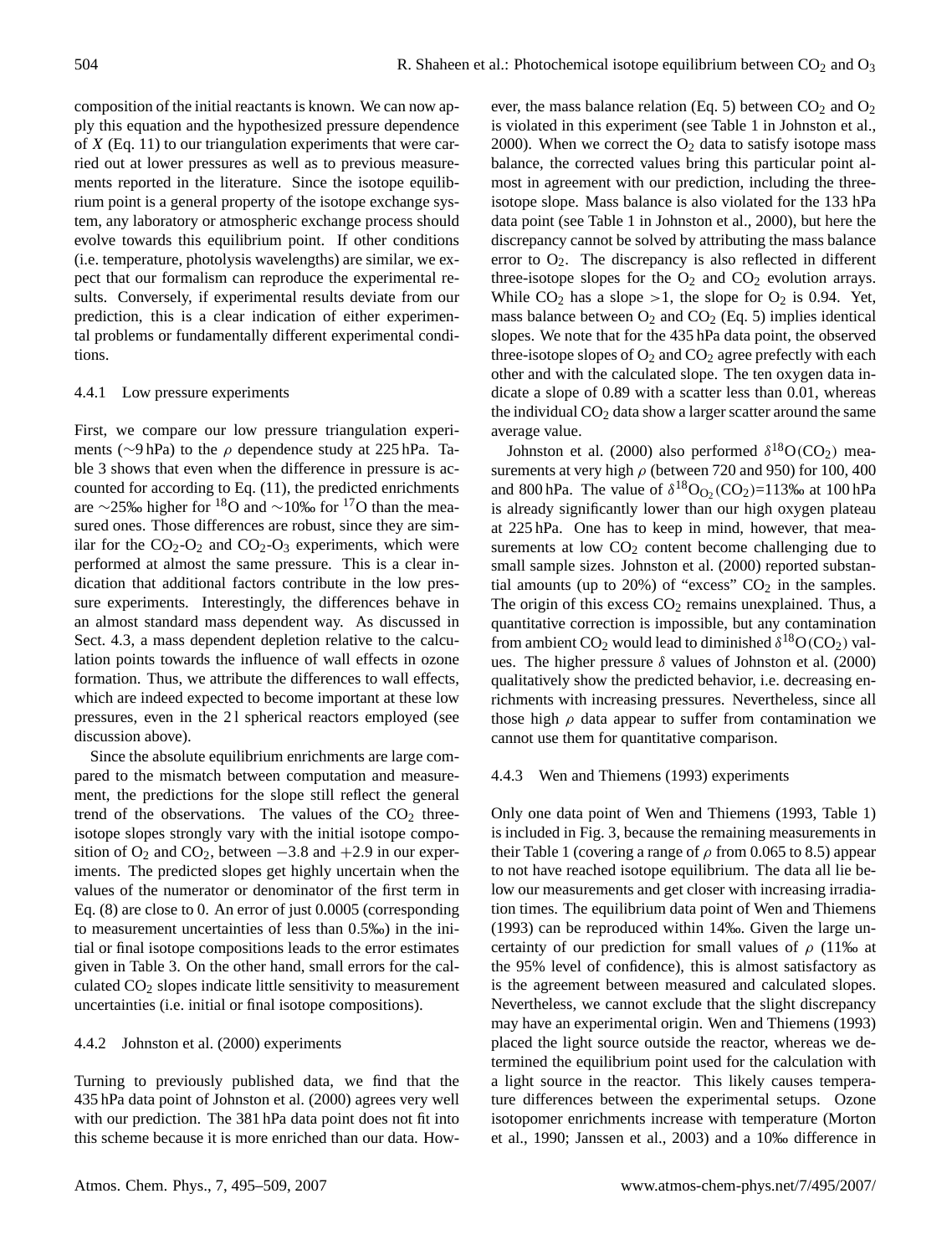composition of the initial reactants is known. We can now apply this equation and the hypothesized pressure dependence of $X$ (Eq. 11) to our triangulation experiments that were carried out at lower pressures as well as to previous measurements reported in the literature. Since the isotope equilibrium point is a general property of the isotope exchange system, any laboratory or atmospheric exchange process should evolve towards this equilibrium point. If other conditions (i.e. temperature, photolysis wavelengths) are similar, we expect that our formalism can reproduce the experimental results. Conversely, if experimental results deviate from our prediction, this is a clear indication of either experimental problems or fundamentally different experimental conditions.

#### 4.4.1 Low pressure experiments

First, we compare our low pressure triangulation experiments (∼9 hPa) to the $\rho$ dependence study at 225 hPa. Table 3 shows that even when the difference in pressure is accounted for according to Eq. (11), the predicted enrichments are ∼25‰ higher for $^{18}O$ and ∼10‰ for $^{17}O$ than the measured ones. Those differences are robust, since they are similar for the $CO_2$-$O_2$ and $CO_2$-$O_3$ experiments, which were performed at almost the same pressure. This is a clear indication that additional factors contribute in the low pressure experiments. Interestingly, the differences behave in an almost standard mass dependent way. As discussed in Sect. 4.3, a mass dependent depletion relative to the calculation points towards the influence of wall effects in ozone formation. Thus, we attribute the differences to wall effects, which are indeed expected to become important at these low pressures, even in the 2 l spherical reactors employed (see discussion above).

Since the absolute equilibrium enrichments are large compared to the mismatch between computation and measurement, the predictions for the slope still reflect the general trend of the observations. The values of the $CO_2$ three-isotope slopes strongly vary with the initial isotope composition of $O_2$ and $CO_2$, between −3.8 and +2.9 in our experiments. The predicted slopes get highly uncertain when the values of the numerator or denominator of the first term in Eq. (8) are close to 0. An error of just 0.0005 (corresponding to measurement uncertainties of less than 0.5‰) in the initial or final isotope compositions leads to the error estimates given in Table 3. On the other hand, small errors for the calculated $CO_2$ slopes indicate little sensitivity to measurement uncertainties (i.e. initial or final isotope compositions).

#### 4.4.2 Johnston et al. (2000) experiments

Turning to previously published data, we find that the 435 hPa data point of Johnston et al. (2000) agrees very well with our prediction. The 381 hPa data point does not fit into this scheme because it is more enriched than our data. However, the mass balance relation (Eq. 5) between $CO_2$ and $O_2$ is violated in this experiment (see Table 1 in Johnston et al., 2000). When we correct the $O_2$ data to satisfy isotope mass balance, the corrected values bring this particular point almost in agreement with our prediction, including the three-isotope slope. Mass balance is also violated for the 133 hPa data point (see Table 1 in Johnston et al., 2000), but here the discrepancy cannot be solved by attributing the mass balance error to $O_2$. The discrepancy is also reflected in different three-isotope slopes for the $O_2$ and $CO_2$ evolution arrays. While $CO_2$ has a slope >1, the slope for $O_2$ is 0.94. Yet, mass balance between $O_2$ and $CO_2$ (Eq. 5) implies identical slopes. We note that for the 435 hPa data point, the observed three-isotope slopes of $O_2$ and $CO_2$ agree prefectly with each other and with the calculated slope. The ten oxygen data indicate a slope of 0.89 with a scatter less than 0.01, whereas the individual $CO_2$ data show a larger scatter around the same average value.

Johnston et al. (2000) also performed $\delta^{18}O(CO_2)$ measurements at very high $\rho$ (between 720 and 950) for 100, 400 and 800 hPa. The value of $\delta^{18}O_{O_2}(CO_2)$=113‰ at 100 hPa is already significantly lower than our high oxygen plateau at 225 hPa. One has to keep in mind, however, that measurements at low $CO_2$ content become challenging due to small sample sizes. Johnston et al. (2000) reported substantial amounts (up to 20%) of "excess" $CO_2$ in the samples. The origin of this excess $CO_2$ remains unexplained. Thus, a quantitative correction is impossible, but any contamination from ambient $CO_2$ would lead to diminished $\delta^{18}O(CO_2)$ values. The higher pressure $\delta$ values of Johnston et al. (2000) qualitatively show the predicted behavior, i.e. decreasing enrichments with increasing pressures. Nevertheless, since all those high $\rho$ data appear to suffer from contamination we cannot use them for quantitative comparison.

#### 4.4.3 Wen and Thiemens (1993) experiments

Only one data point of Wen and Thiemens (1993, Table 1) is included in Fig. 3, because the remaining measurements in their Table 1 (covering a range of $\rho$ from 0.065 to 8.5) appear to not have reached isotope equilibrium. The data all lie below our measurements and get closer with increasing irradiation times. The equilibrium data point of Wen and Thiemens (1993) can be reproduced within 14‰. Given the large uncertainty of our prediction for small values of $\rho$ (11‰ at the 95% level of confidence), this is almost satisfactory as is the agreement between measured and calculated slopes. Nevertheless, we cannot exclude that the slight discrepancy may have an experimental origin. Wen and Thiemens (1993) placed the light source outside the reactor, whereas we determined the equilibrium point used for the calculation with a light source in the reactor. This likely causes temperature differences between the experimental setups. Ozone isotopomer enrichments increase with temperature (Morton et al., 1990; Janssen et al., 2003) and a 10‰ difference in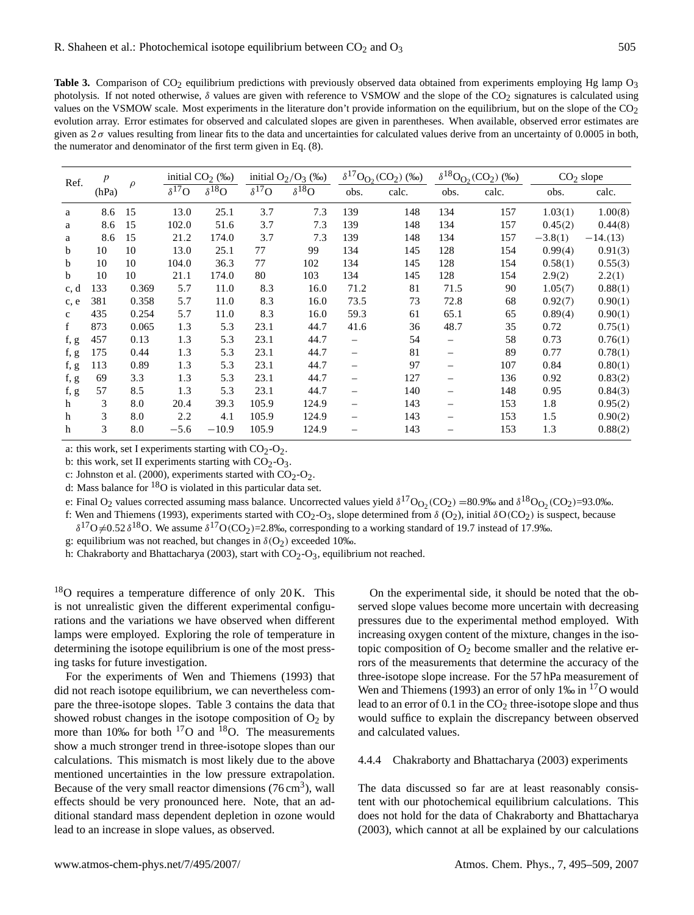**Table 3.** Comparison of $CO_2$ equilibrium predictions with previously observed data obtained from experiments employing Hg lamp $O_3$ photolysis. If not noted otherwise, $\delta$ values are given with reference to VSMOW and the slope of the $CO_2$ signatures is calculated using values on the VSMOW scale. Most experiments in the literature don't provide information on the equilibrium, but on the slope of the $CO_2$ evolution array. Error estimates for observed and calculated slopes are given in parentheses. When available, observed error estimates are given as $2\sigma$ values resulting from linear fits to the data and uncertainties for calculated values derive from an uncertainty of 0.0005 in both, the numerator and denominator of the first term given in Eq. (8).

| Ref. | $p$ (hPa) | $\rho$ | initial $CO_2$ (‰) | | initial $O_2/O_3$ (‰) | | $\delta^{17}O_{O_2}(CO_2)$ (‰) | | $\delta^{18}O_{O_2}(CO_2)$ (‰) | | $CO_2$ slope | |
|---|---|---|---|---|---|---|---|---|---|---|---|---|
| | | | $\delta^{17}O$ | $\delta^{18}O$ | $\delta^{17}O$ | $\delta^{18}O$ | obs. | calc. | obs. | calc. | obs. | calc. |
| a | 8.6 | 15 | 13.0 | 25.1 | 3.7 | 7.3 | 139 | 148 | 134 | 157 | 1.03(1) | 1.00(8) |
| a | 8.6 | 15 | 102.0 | 51.6 | 3.7 | 7.3 | 139 | 148 | 134 | 157 | 0.45(2) | 0.44(8) |
| a | 8.6 | 15 | 21.2 | 174.0 | 3.7 | 7.3 | 139 | 148 | 134 | 157 | −3.8(1) | −14.(13) |
| b | 10 | 10 | 13.0 | 25.1 | 77 | 99 | 134 | 145 | 128 | 154 | 0.99(4) | 0.91(3) |
| b | 10 | 10 | 104.0 | 36.3 | 77 | 102 | 134 | 145 | 128 | 154 | 0.58(1) | 0.55(3) |
| b | 10 | 10 | 21.1 | 174.0 | 80 | 103 | 134 | 145 | 128 | 154 | 2.9(2) | 2.2(1) |
| c, d | 133 | 0.369 | 5.7 | 11.0 | 8.3 | 16.0 | 71.2 | 81 | 71.5 | 90 | 1.05(7) | 0.88(1) |
| c, e | 381 | 0.358 | 5.7 | 11.0 | 8.3 | 16.0 | 73.5 | 73 | 72.8 | 68 | 0.92(7) | 0.90(1) |
| c | 435 | 0.254 | 5.7 | 11.0 | 8.3 | 16.0 | 59.3 | 61 | 65.1 | 65 | 0.89(4) | 0.90(1) |
| f | 873 | 0.065 | 1.3 | 5.3 | 23.1 | 44.7 | 41.6 | 36 | 48.7 | 35 | 0.72 | 0.75(1) |
| f, g | 457 | 0.13 | 1.3 | 5.3 | 23.1 | 44.7 | – | 54 | – | 58 | 0.73 | 0.76(1) |
| f, g | 175 | 0.44 | 1.3 | 5.3 | 23.1 | 44.7 | – | 81 | – | 89 | 0.77 | 0.78(1) |
| f, g | 113 | 0.89 | 1.3 | 5.3 | 23.1 | 44.7 | – | 97 | – | 107 | 0.84 | 0.80(1) |
| f, g | 69 | 3.3 | 1.3 | 5.3 | 23.1 | 44.7 | – | 127 | – | 136 | 0.92 | 0.83(2) |
| f, g | 57 | 8.5 | 1.3 | 5.3 | 23.1 | 44.7 | – | 140 | – | 148 | 0.95 | 0.84(3) |
| h | 3 | 8.0 | 20.4 | 39.3 | 105.9 | 124.9 | – | 143 | – | 153 | 1.8 | 0.95(2) |
| h | 3 | 8.0 | 2.2 | 4.1 | 105.9 | 124.9 | – | 143 | – | 153 | 1.5 | 0.90(2) |
| h | 3 | 8.0 | −5.6 | −10.9 | 105.9 | 124.9 | – | 143 | – | 153 | 1.3 | 0.88(2) |

a: this work, set I experiments starting with $CO_2$-$O_2$.

b: this work, set II experiments starting with $CO_2$-$O_3$.

c: Johnston et al. (2000), experiments started with $CO_2$-$O_2$.

d: Mass balance for $^{18}O$ is violated in this particular data set.

e: Final $O_2$ values corrected assuming mass balance. Uncorrected values yield $\delta^{17}O_{O_2}(CO_2)$ =80.9‰ and $\delta^{18}O_{O_2}(CO_2)$=93.0‰.

f: Wen and Thiemens (1993), experiments started with $CO_2$-$O_3$, slope determined from $\delta$ ($O_2$), initial $\delta O(CO_2)$ is suspect, because $\delta^{17}O \neq 0.52\,\delta^{18}O$. We assume $\delta^{17}O(CO_2)$=2.8‰, corresponding to a working standard of 19.7 instead of 17.9‰.

g: equilibrium was not reached, but changes in $\delta(O_2)$ exceeded 10‰.

h: Chakraborty and Bhattacharya (2003), start with $CO_2$-$O_3$, equilibrium not reached.

$^{18}O$ requires a temperature difference of only 20 K. This is not unrealistic given the different experimental configurations and the variations we have observed when different lamps were employed. Exploring the role of temperature in determining the isotope equilibrium is one of the most pressing tasks for future investigation.

For the experiments of Wen and Thiemens (1993) that did not reach isotope equilibrium, we can nevertheless compare the three-isotope slopes. Table 3 contains the data that showed robust changes in the isotope composition of $O_2$ by more than 10‰ for both $^{17}O$ and $^{18}O$. The measurements show a much stronger trend in three-isotope slopes than our calculations. This mismatch is most likely due to the above mentioned uncertainties in the low pressure extrapolation. Because of the very small reactor dimensions (76 $cm^3$), wall effects should be very pronounced here. Note, that an additional standard mass dependent depletion in ozone would lead to an increase in slope values, as observed.

On the experimental side, it should be noted that the observed slope values become more uncertain with decreasing pressures due to the experimental method employed. With increasing oxygen content of the mixture, changes in the isotopic composition of $O_2$ become smaller and the relative errors of the measurements that determine the accuracy of the three-isotope slope increase. For the 57 hPa measurement of Wen and Thiemens (1993) an error of only 1‰ in $^{17}O$ would lead to an error of 0.1 in the $CO_2$ three-isotope slope and thus would suffice to explain the discrepancy between observed and calculated values.

#### 4.4.4 Chakraborty and Bhattacharya (2003) experiments

The data discussed so far are at least reasonably consistent with our photochemical equilibrium calculations. This does not hold for the data of Chakraborty and Bhattacharya (2003), which cannot at all be explained by our calculations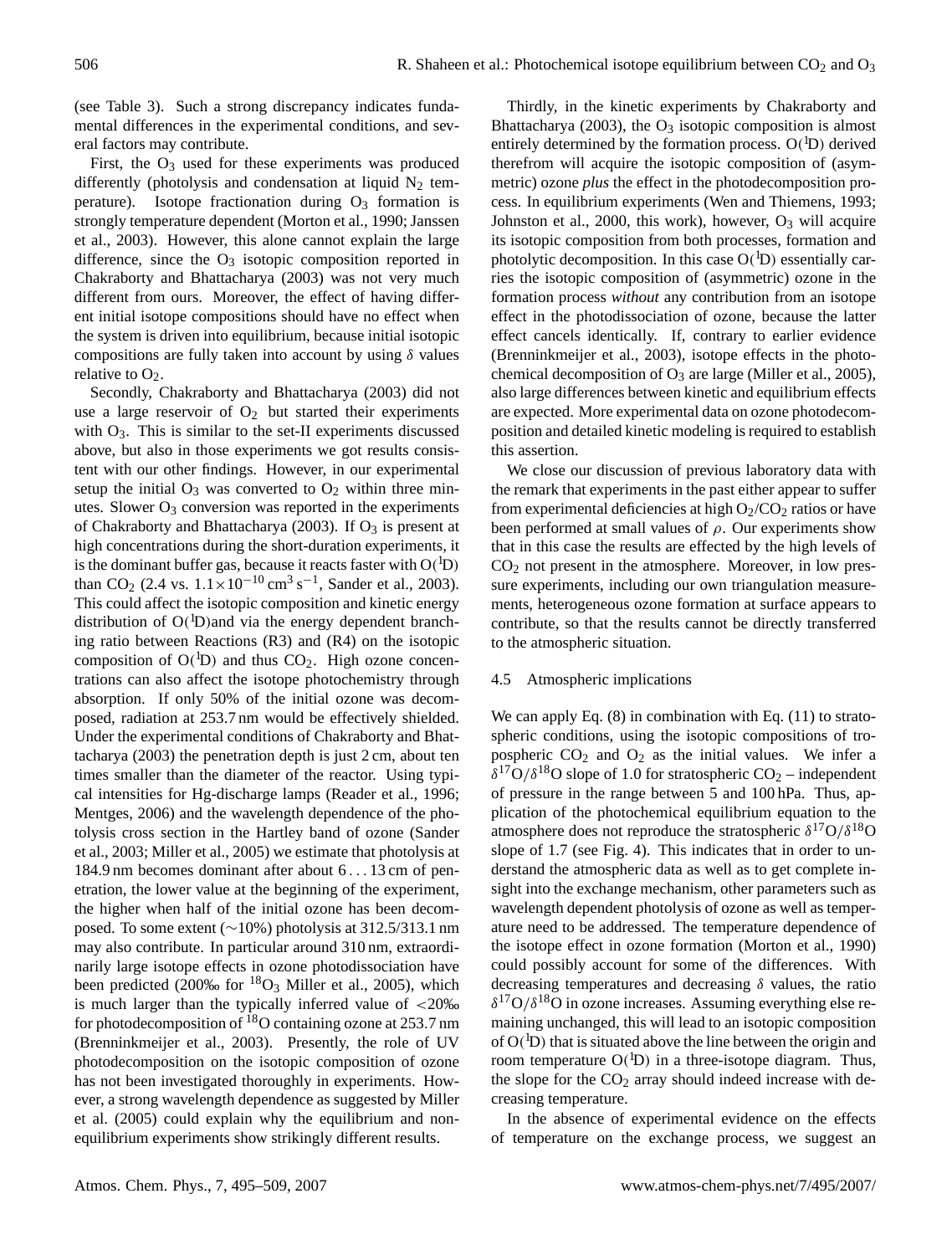(see Table 3). Such a strong discrepancy indicates fundamental differences in the experimental conditions, and several factors may contribute.

First, the $O_3$ used for these experiments was produced differently (photolysis and condensation at liquid $N_2$ temperature). Isotope fractionation during $O_3$ formation is strongly temperature dependent (Morton et al., 1990; Janssen et al., 2003). However, this alone cannot explain the large difference, since the $O_3$ isotopic composition reported in Chakraborty and Bhattacharya (2003) was not very much different from ours. Moreover, the effect of having different initial isotope compositions should have no effect when the system is driven into equilibrium, because initial isotopic compositions are fully taken into account by using $\delta$ values relative to $O_2$.

Secondly, Chakraborty and Bhattacharya (2003) did not use a large reservoir of $O_2$ but started their experiments with $O_3$. This is similar to the set-II experiments discussed above, but also in those experiments we got results consistent with our other findings. However, in our experimental setup the initial $O_3$ was converted to $O_2$ within three minutes. Slower $O_3$ conversion was reported in the experiments of Chakraborty and Bhattacharya (2003). If $O_3$ is present at high concentrations during the short-duration experiments, it is the dominant buffer gas, because it reacts faster with $O(^1D)$ than $CO_2$ (2.4 vs. $1.1\times10^{-10}\,\mathrm{cm^3\,s^{-1}}$, Sander et al., 2003). This could affect the isotopic composition and kinetic energy distribution of $O(^1D)$and via the energy dependent branching ratio between Reactions (R3) and (R4) on the isotopic composition of $O(^1D)$ and thus $CO_2$. High ozone concentrations can also affect the isotope photochemistry through absorption. If only 50% of the initial ozone was decomposed, radiation at 253.7 nm would be effectively shielded. Under the experimental conditions of Chakraborty and Bhattacharya (2003) the penetration depth is just 2 cm, about ten times smaller than the diameter of the reactor. Using typical intensities for Hg-discharge lamps (Reader et al., 1996; Mentges, 2006) and the wavelength dependence of the photolysis cross section in the Hartley band of ozone (Sander et al., 2003; Miller et al., 2005) we estimate that photolysis at 184.9 nm becomes dominant after about 6 . . . 13 cm of penetration, the lower value at the beginning of the experiment, the higher when half of the initial ozone has been decomposed. To some extent (~10%) photolysis at 312.5/313.1 nm may also contribute. In particular around 310 nm, extraordinarily large isotope effects in ozone photodissociation have been predicted (200‰ for $^{18}O_3$ Miller et al., 2005), which is much larger than the typically inferred value of <20‰ for photodecomposition of $^{18}O$ containing ozone at 253.7 nm (Brenninkmeijer et al., 2003). Presently, the role of UV photodecomposition on the isotopic composition of ozone has not been investigated thoroughly in experiments. However, a strong wavelength dependence as suggested by Miller et al. (2005) could explain why the equilibrium and non-equilibrium experiments show strikingly different results.

Thirdly, in the kinetic experiments by Chakraborty and Bhattacharya (2003), the $O_3$ isotopic composition is almost entirely determined by the formation process. $O(^1D)$ derived therefrom will acquire the isotopic composition of (asymmetric) ozone *plus* the effect in the photodecomposition process. In equilibrium experiments (Wen and Thiemens, 1993; Johnston et al., 2000, this work), however, $O_3$ will acquire its isotopic composition from both processes, formation and photolytic decomposition. In this case $O(^1D)$ essentially carries the isotopic composition of (asymmetric) ozone in the formation process *without* any contribution from an isotope effect in the photodissociation of ozone, because the latter effect cancels identically. If, contrary to earlier evidence (Brenninkmeijer et al., 2003), isotope effects in the photochemical decomposition of $O_3$ are large (Miller et al., 2005), also large differences between kinetic and equilibrium effects are expected. More experimental data on ozone photodecomposition and detailed kinetic modeling is required to establish this assertion.

We close our discussion of previous laboratory data with the remark that experiments in the past either appear to suffer from experimental deficiencies at high $O_2/CO_2$ ratios or have been performed at small values of $\rho$. Our experiments show that in this case the results are effected by the high levels of $CO_2$ not present in the atmosphere. Moreover, in low pressure experiments, including our own triangulation measurements, heterogeneous ozone formation at surface appears to contribute, so that the results cannot be directly transferred to the atmospheric situation.

### 4.5 Atmospheric implications

We can apply Eq. (8) in combination with Eq. (11) to stratospheric conditions, using the isotopic compositions of tropospheric $CO_2$ and $O_2$ as the initial values. We infer a $\delta^{17}O/\delta^{18}O$ slope of 1.0 for stratospheric $CO_2$ – independent of pressure in the range between 5 and 100 hPa. Thus, application of the photochemical equilibrium equation to the atmosphere does not reproduce the stratospheric $\delta^{17}O/\delta^{18}O$ slope of 1.7 (see Fig. 4). This indicates that in order to understand the atmospheric data as well as to get complete insight into the exchange mechanism, other parameters such as wavelength dependent photolysis of ozone as well as temperature need to be addressed. The temperature dependence of the isotope effect in ozone formation (Morton et al., 1990) could possibly account for some of the differences. With decreasing temperatures and decreasing $\delta$ values, the ratio $\delta^{17}O/\delta^{18}O$ in ozone increases. Assuming everything else remaining unchanged, this will lead to an isotopic composition of $O(^1D)$ that is situated above the line between the origin and room temperature $O(^1D)$ in a three-isotope diagram. Thus, the slope for the $CO_2$ array should indeed increase with decreasing temperature.

In the absence of experimental evidence on the effects of temperature on the exchange process, we suggest an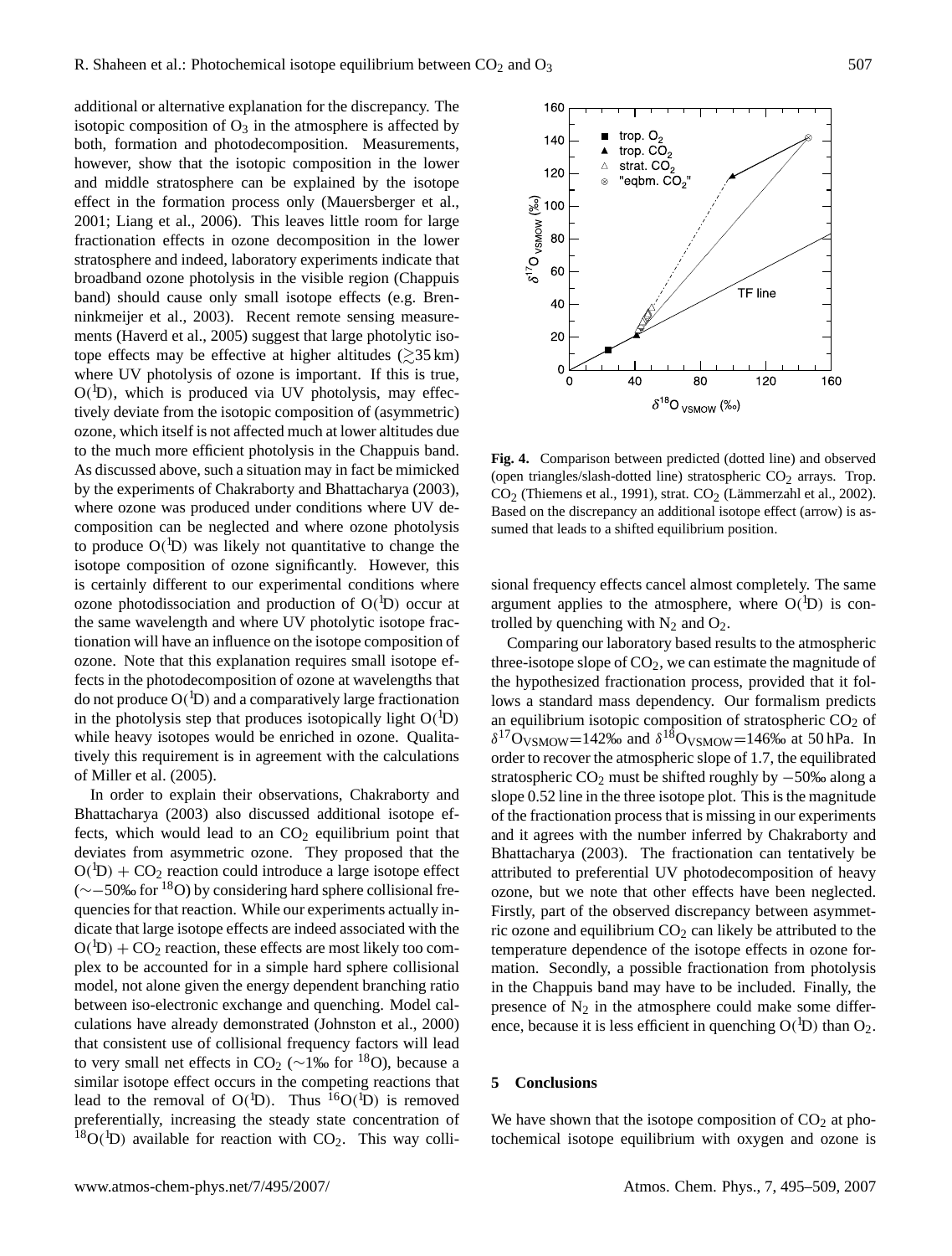additional or alternative explanation for the discrepancy. The isotopic composition of $O_3$ in the atmosphere is affected by both, formation and photodecomposition. Measurements, however, show that the isotopic composition in the lower and middle stratosphere can be explained by the isotope effect in the formation process only (Mauersberger et al., 2001; Liang et al., 2006). This leaves little room for large fractionation effects in ozone decomposition in the lower stratosphere and indeed, laboratory experiments indicate that broadband ozone photolysis in the visible region (Chappuis band) should cause only small isotope effects (e.g. Brenninkmeijer et al., 2003). Recent remote sensing measurements (Haverd et al., 2005) suggest that large photolytic isotope effects may be effective at higher altitudes ($\gtrsim$35 km) where UV photolysis of ozone is important. If this is true, $O(^1D)$, which is produced via UV photolysis, may effectively deviate from the isotopic composition of (asymmetric) ozone, which itself is not affected much at lower altitudes due to the much more efficient photolysis in the Chappuis band. As discussed above, such a situation may in fact be mimicked by the experiments of Chakraborty and Bhattacharya (2003), where ozone was produced under conditions where UV decomposition can be neglected and where ozone photolysis to produce $O(^1D)$ was likely not quantitative to change the isotope composition of ozone significantly. However, this is certainly different to our experimental conditions where ozone photodissociation and production of $O(^1D)$ occur at the same wavelength and where UV photolytic isotope fractionation will have an influence on the isotope composition of ozone. Note that this explanation requires small isotope effects in the photodecomposition of ozone at wavelengths that do not produce $O(^1D)$ and a comparatively large fractionation in the photolysis step that produces isotopically light $O(^1D)$ while heavy isotopes would be enriched in ozone. Qualitatively this requirement is in agreement with the calculations of Miller et al. (2005).

In order to explain their observations, Chakraborty and Bhattacharya (2003) also discussed additional isotope effects, which would lead to an $CO_2$ equilibrium point that deviates from asymmetric ozone. They proposed that the $O(^1D) + CO_2$ reaction could introduce a large isotope effect ($\sim-50$‰ for $^{18}O$) by considering hard sphere collisional frequencies for that reaction. While our experiments actually indicate that large isotope effects are indeed associated with the $O(^1D) + CO_2$ reaction, these effects are most likely too complex to be accounted for in a simple hard sphere collisional model, not alone given the energy dependent branching ratio between iso-electronic exchange and quenching. Model calculations have already demonstrated (Johnston et al., 2000) that consistent use of collisional frequency factors will lead to very small net effects in $CO_2$ ($\sim$1‰ for $^{18}O$), because a similar isotope effect occurs in the competing reactions that lead to the removal of $O(^1D)$. Thus $^{16}O(^1D)$ is removed preferentially, increasing the steady state concentration of $^{18}O(^1D)$ available for reaction with $CO_2$. This way collisional frequency effects cancel almost completely. The same argument applies to the atmosphere, where $O(^1D)$ is controlled by quenching with $N_2$ and $O_2$.

**Fig. 4.** Comparison between predicted (dotted line) and observed (open triangles/slash-dotted line) stratospheric $CO_2$ arrays. Trop. $CO_2$ (Thiemens et al., 1991), strat. $CO_2$ (Lämmerzahl et al., 2002). Based on the discrepancy an additional isotope effect (arrow) is assumed that leads to a shifted equilibrium position.

Comparing our laboratory based results to the atmospheric three-isotope slope of $CO_2$, we can estimate the magnitude of the hypothesized fractionation process, provided that it follows a standard mass dependency. Our formalism predicts an equilibrium isotopic composition of stratospheric $CO_2$ of $\delta^{17}O_{VSMOW}$=142‰ and $\delta^{18}O_{VSMOW}$=146‰ at 50 hPa. In order to recover the atmospheric slope of 1.7, the equilibrated stratospheric $CO_2$ must be shifted roughly by $-50$‰ along a slope 0.52 line in the three isotope plot. This is the magnitude of the fractionation process that is missing in our experiments and it agrees with the number inferred by Chakraborty and Bhattacharya (2003). The fractionation can tentatively be attributed to preferential UV photodecomposition of heavy ozone, but we note that other effects have been neglected. Firstly, part of the observed discrepancy between asymmetric ozone and equilibrium $CO_2$ can likely be attributed to the temperature dependence of the isotope effects in ozone formation. Secondly, a possible fractionation from photolysis in the Chappuis band may have to be included. Finally, the presence of $N_2$ in the atmosphere could make some difference, because it is less efficient in quenching $O(^1D)$ than $O_2$.

## 5 Conclusions

We have shown that the isotope composition of $CO_2$ at photochemical isotope equilibrium with oxygen and ozone is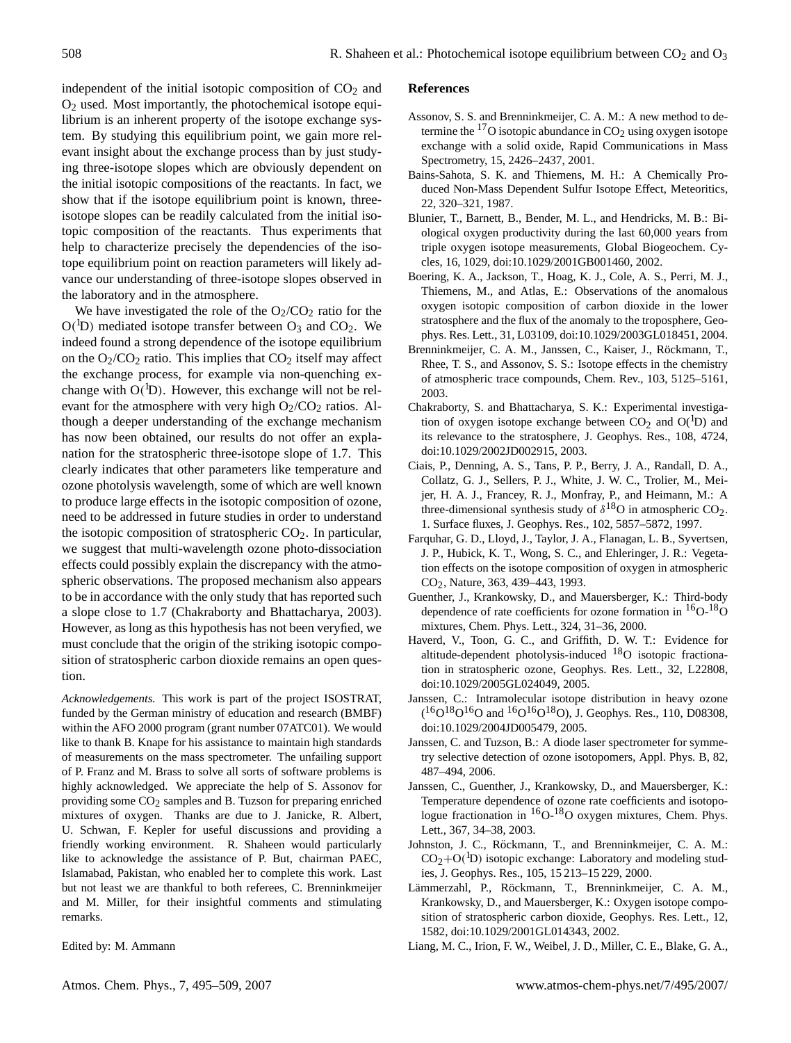independent of the initial isotopic composition of $CO_2$ and $O_2$ used. Most importantly, the photochemical isotope equilibrium is an inherent property of the isotope exchange system. By studying this equilibrium point, we gain more relevant insight about the exchange process than by just studying three-isotope slopes which are obviously dependent on the initial isotopic compositions of the reactants. In fact, we show that if the isotope equilibrium point is known, three-isotope slopes can be readily calculated from the initial isotopic composition of the reactants. Thus experiments that help to characterize precisely the dependencies of the isotope equilibrium point on reaction parameters will likely advance our understanding of three-isotope slopes observed in the laboratory and in the atmosphere.

We have investigated the role of the $O_2/CO_2$ ratio for the $O(^1D)$ mediated isotope transfer between $O_3$ and $CO_2$. We indeed found a strong dependence of the isotope equilibrium on the $O_2/CO_2$ ratio. This implies that $CO_2$ itself may affect the exchange process, for example via non-quenching exchange with $O(^1D)$. However, this exchange will not be relevant for the atmosphere with very high $O_2/CO_2$ ratios. Although a deeper understanding of the exchange mechanism has now been obtained, our results do not offer an explanation for the stratospheric three-isotope slope of 1.7. This clearly indicates that other parameters like temperature and ozone photolysis wavelength, some of which are well known to produce large effects in the isotopic composition of ozone, need to be addressed in future studies in order to understand the isotopic composition of stratospheric $CO_2$. In particular, we suggest that multi-wavelength ozone photo-dissociation effects could possibly explain the discrepancy with the atmospheric observations. The proposed mechanism also appears to be in accordance with the only study that has reported such a slope close to 1.7 (Chakraborty and Bhattacharya, 2003). However, as long as this hypothesis has not been veryfied, we must conclude that the origin of the striking isotopic composition of stratospheric carbon dioxide remains an open question.

*Acknowledgements.* This work is part of the project ISOSTRAT, funded by the German ministry of education and research (BMBF) within the AFO 2000 program (grant number 07ATC01). We would like to thank B. Knape for his assistance to maintain high standards of measurements on the mass spectrometer. The unfailing support of P. Franz and M. Brass to solve all sorts of software problems is highly acknowledged. We appreciate the help of S. Assonov for providing some $CO_2$ samples and B. Tuzson for preparing enriched mixtures of oxygen. Thanks are due to J. Janicke, R. Albert, U. Schwan, F. Kepler for useful discussions and providing a friendly working environment. R. Shaheen would particularly like to acknowledge the assistance of P. But, chairman PAEC, Islamabad, Pakistan, who enabled her to complete this work. Last but not least we are thankful to both referees, C. Brenninkmeijer and M. Miller, for their insightful comments and stimulating remarks.

Edited by: M. Ammann

## References

Assonov, S. S. and Brenninkmeijer, C. A. M.: A new method to determine the $^{17}O$ isotopic abundance in $CO_2$ using oxygen isotope exchange with a solid oxide, Rapid Communications in Mass Spectrometry, 15, 2426–2437, 2001.

Bains-Sahota, S. K. and Thiemens, M. H.: A Chemically Produced Non-Mass Dependent Sulfur Isotope Effect, Meteoritics, 22, 320–321, 1987.

Blunier, T., Barnett, B., Bender, M. L., and Hendricks, M. B.: Biological oxygen productivity during the last 60,000 years from triple oxygen isotope measurements, Global Biogeochem. Cycles, 16, 1029, doi:10.1029/2001GB001460, 2002.

Boering, K. A., Jackson, T., Hoag, K. J., Cole, A. S., Perri, M. J., Thiemens, M., and Atlas, E.: Observations of the anomalous oxygen isotopic composition of carbon dioxide in the lower stratosphere and the flux of the anomaly to the troposphere, Geophys. Res. Lett., 31, L03109, doi:10.1029/2003GL018451, 2004.

Brenninkmeijer, C. A. M., Janssen, C., Kaiser, J., Röckmann, T., Rhee, T. S., and Assonov, S. S.: Isotope effects in the chemistry of atmospheric trace compounds, Chem. Rev., 103, 5125–5161, 2003.

Chakraborty, S. and Bhattacharya, S. K.: Experimental investigation of oxygen isotope exchange between $CO_2$ and $O(^1D)$ and its relevance to the stratosphere, J. Geophys. Res., 108, 4724, doi:10.1029/2002JD002915, 2003.

Ciais, P., Denning, A. S., Tans, P. P., Berry, J. A., Randall, D. A., Collatz, G. J., Sellers, P. J., White, J. W. C., Trolier, M., Meijer, H. A. J., Francey, R. J., Monfray, P., and Heimann, M.: A three-dimensional synthesis study of $\delta^{18}O$ in atmospheric $CO_2$. 1. Surface fluxes, J. Geophys. Res., 102, 5857–5872, 1997.

Farquhar, G. D., Lloyd, J., Taylor, J. A., Flanagan, L. B., Syvertsen, J. P., Hubick, K. T., Wong, S. C., and Ehleringer, J. R.: Vegetation effects on the isotope composition of oxygen in atmospheric $CO_2$, Nature, 363, 439–443, 1993.

Guenther, J., Krankowsky, D., and Mauersberger, K.: Third-body dependence of rate coefficients for ozone formation in $^{16}O$-$^{18}O$ mixtures, Chem. Phys. Lett., 324, 31–36, 2000.

Haverd, V., Toon, G. C., and Griffith, D. W. T.: Evidence for altitude-dependent photolysis-induced $^{18}O$ isotopic fractionation in stratospheric ozone, Geophys. Res. Lett., 32, L22808, doi:10.1029/2005GL024049, 2005.

Janssen, C.: Intramolecular isotope distribution in heavy ozone ($^{16}O^{18}O^{16}O$ and $^{16}O^{16}O^{18}O$), J. Geophys. Res., 110, D08308, doi:10.1029/2004JD005479, 2005.

Janssen, C. and Tuzson, B.: A diode laser spectrometer for symmetry selective detection of ozone isotopomers, Appl. Phys. B, 82, 487–494, 2006.

Janssen, C., Guenther, J., Krankowsky, D., and Mauersberger, K.: Temperature dependence of ozone rate coefficients and isotopologue fractionation in $^{16}O$-$^{18}O$ oxygen mixtures, Chem. Phys. Lett., 367, 34–38, 2003.

Johnston, J. C., Röckmann, T., and Brenninkmeijer, C. A. M.: $CO_2$+$O(^1D)$ isotopic exchange: Laboratory and modeling studies, J. Geophys. Res., 105, 15 213–15 229, 2000.

Lämmerzahl, P., Röckmann, T., Brenninkmeijer, C. A. M., Krankowsky, D., and Mauersberger, K.: Oxygen isotope composition of stratospheric carbon dioxide, Geophys. Res. Lett., 12, 1582, doi:10.1029/2001GL014343, 2002.

Liang, M. C., Irion, F. W., Weibel, J. D., Miller, C. E., Blake, G. A.,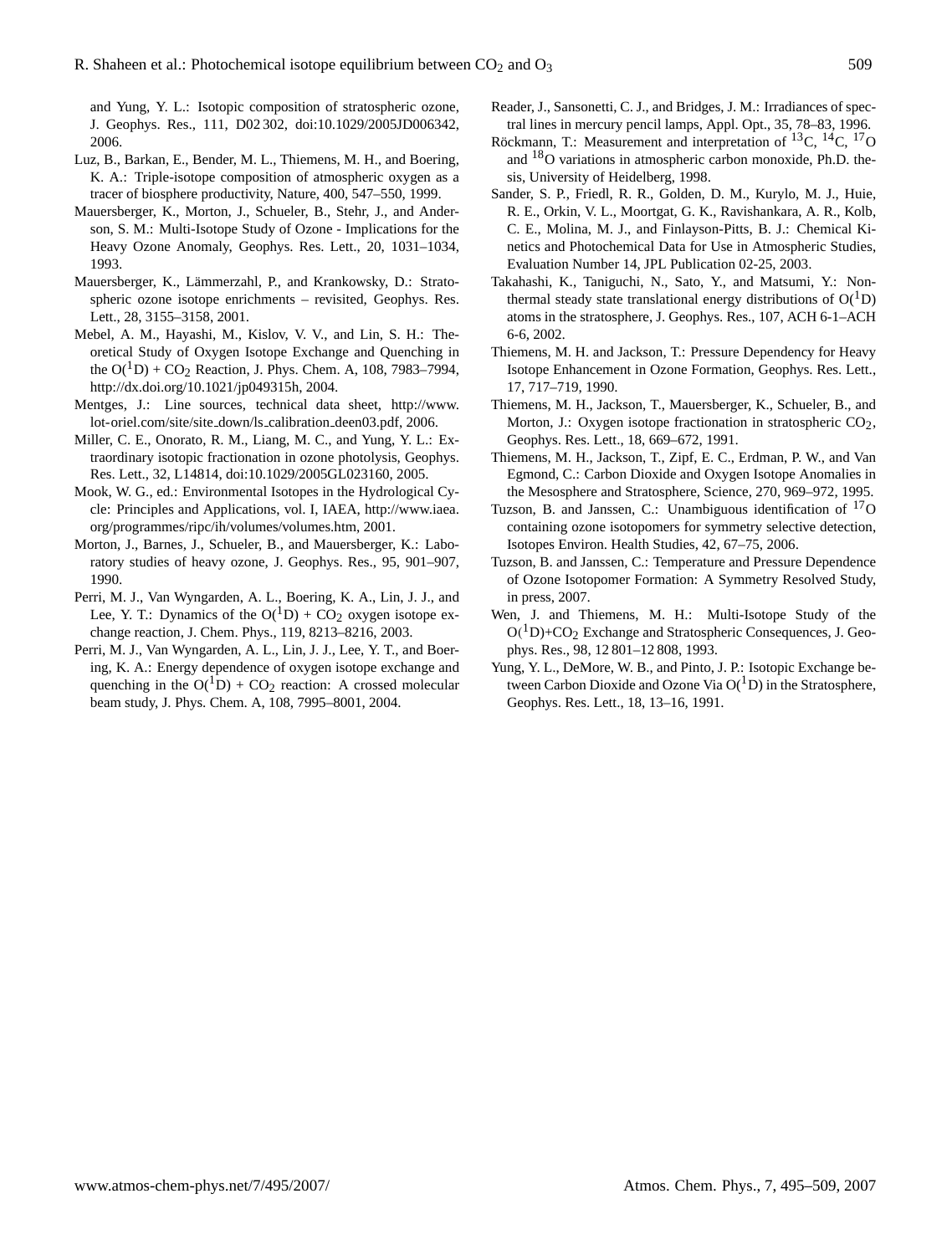and Yung, Y. L.: Isotopic composition of stratospheric ozone, J. Geophys. Res., 111, D02 302, doi:10.1029/2005JD006342, 2006.

Luz, B., Barkan, E., Bender, M. L., Thiemens, M. H., and Boering, K. A.: Triple-isotope composition of atmospheric oxygen as a tracer of biosphere productivity, Nature, 400, 547–550, 1999.

Mauersberger, K., Morton, J., Schueler, B., Stehr, J., and Anderson, S. M.: Multi-Isotope Study of Ozone - Implications for the Heavy Ozone Anomaly, Geophys. Res. Lett., 20, 1031–1034, 1993.

Mauersberger, K., Lämmerzahl, P., and Krankowsky, D.: Stratospheric ozone isotope enrichments – revisited, Geophys. Res. Lett., 28, 3155–3158, 2001.

Mebel, A. M., Hayashi, M., Kislov, V. V., and Lin, S. H.: Theoretical Study of Oxygen Isotope Exchange and Quenching in the $O(^1D) + CO_2$ Reaction, J. Phys. Chem. A, 108, 7983–7994, http://dx.doi.org/10.1021/jp049315h, 2004.

Mentges, J.: Line sources, technical data sheet, http://www.lot-oriel.com/site/site_down/ls_calibration_deen03.pdf, 2006.

Miller, C. E., Onorato, R. M., Liang, M. C., and Yung, Y. L.: Extraordinary isotopic fractionation in ozone photolysis, Geophys. Res. Lett., 32, L14814, doi:10.1029/2005GL023160, 2005.

Mook, W. G., ed.: Environmental Isotopes in the Hydrological Cycle: Principles and Applications, vol. I, IAEA, http://www.iaea.org/programmes/ripc/ih/volumes/volumes.htm, 2001.

Morton, J., Barnes, J., Schueler, B., and Mauersberger, K.: Laboratory studies of heavy ozone, J. Geophys. Res., 95, 901–907, 1990.

Perri, M. J., Van Wyngarden, A. L., Boering, K. A., Lin, J. J., and Lee, Y. T.: Dynamics of the $O(^1D) + CO_2$ oxygen isotope exchange reaction, J. Chem. Phys., 119, 8213–8216, 2003.

Perri, M. J., Van Wyngarden, A. L., Lin, J. J., Lee, Y. T., and Boering, K. A.: Energy dependence of oxygen isotope exchange and quenching in the $O(^1D) + CO_2$ reaction: A crossed molecular beam study, J. Phys. Chem. A, 108, 7995–8001, 2004.

Reader, J., Sansonetti, C. J., and Bridges, J. M.: Irradiances of spectral lines in mercury pencil lamps, Appl. Opt., 35, 78–83, 1996.

Röckmann, T.: Measurement and interpretation of $^{13}C$, $^{14}C$, $^{17}O$ and $^{18}O$ variations in atmospheric carbon monoxide, Ph.D. thesis, University of Heidelberg, 1998.

Sander, S. P., Friedl, R. R., Golden, D. M., Kurylo, M. J., Huie, R. E., Orkin, V. L., Moortgat, G. K., Ravishankara, A. R., Kolb, C. E., Molina, M. J., and Finlayson-Pitts, B. J.: Chemical Kinetics and Photochemical Data for Use in Atmospheric Studies, Evaluation Number 14, JPL Publication 02-25, 2003.

Takahashi, K., Taniguchi, N., Sato, Y., and Matsumi, Y.: Nonthermal steady state translational energy distributions of $O(^1D)$ atoms in the stratosphere, J. Geophys. Res., 107, ACH 6-1–ACH 6-6, 2002.

Thiemens, M. H. and Jackson, T.: Pressure Dependency for Heavy Isotope Enhancement in Ozone Formation, Geophys. Res. Lett., 17, 717–719, 1990.

Thiemens, M. H., Jackson, T., Mauersberger, K., Schueler, B., and Morton, J.: Oxygen isotope fractionation in stratospheric $CO_2$, Geophys. Res. Lett., 18, 669–672, 1991.

Thiemens, M. H., Jackson, T., Zipf, E. C., Erdman, P. W., and Van Egmond, C.: Carbon Dioxide and Oxygen Isotope Anomalies in the Mesosphere and Stratosphere, Science, 270, 969–972, 1995.

Tuzson, B. and Janssen, C.: Unambiguous identification of $^{17}O$ containing ozone isotopomers for symmetry selective detection, Isotopes Environ. Health Studies, 42, 67–75, 2006.

Tuzson, B. and Janssen, C.: Temperature and Pressure Dependence of Ozone Isotopomer Formation: A Symmetry Resolved Study, in press, 2007.

Wen, J. and Thiemens, M. H.: Multi-Isotope Study of the $O(^1D)+CO_2$ Exchange and Stratospheric Consequences, J. Geophys. Res., 98, 12 801–12 808, 1993.

Yung, Y. L., DeMore, W. B., and Pinto, J. P.: Isotopic Exchange between Carbon Dioxide and Ozone Via $O(^1D)$ in the Stratosphere, Geophys. Res. Lett., 18, 13–16, 1991.